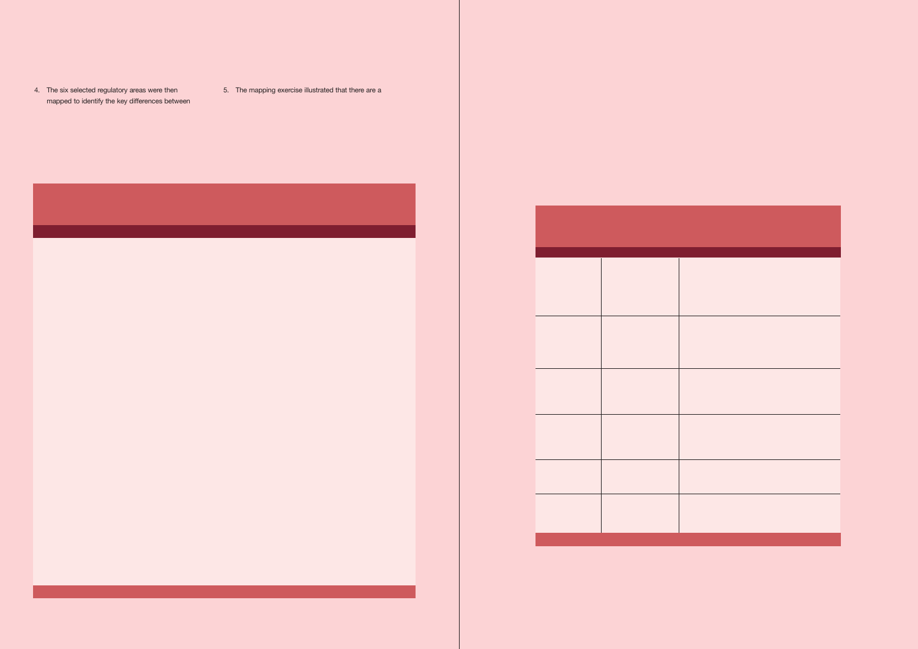4. The six selected regulatory areas were then mapped to identify the key differences between

5. The mapping exercise illustrated that there are a

| | | |
|---|---|---|
| | | |
| | | |
| | | |
| | | |
| | | |
| | | |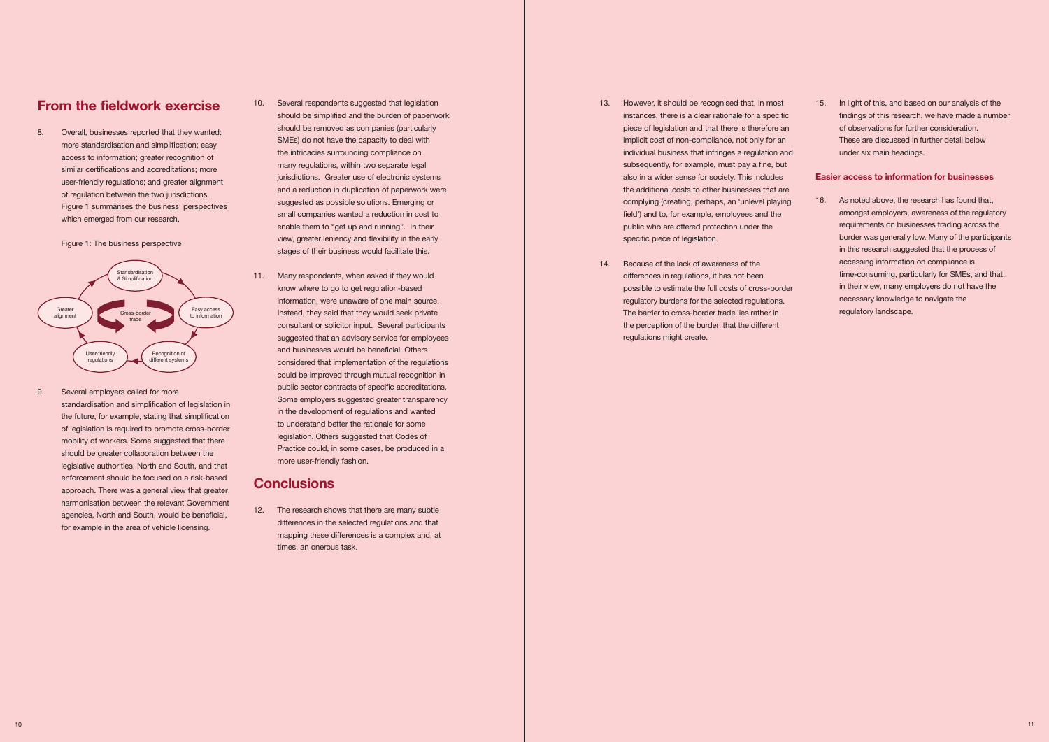## From the fieldwork exercise

8. Overall, businesses reported that they wanted: more standardisation and simplification; easy access to information; greater recognition of similar certifications and accreditations; more user-friendly regulations; and greater alignment of regulation between the two jurisdictions. Figure 1 summarises the business' perspectives which emerged from our research.

Figure 1: The business perspective

9. Several employers called for more standardisation and simplification of legislation in the future, for example, stating that simplification of legislation is required to promote cross-border mobility of workers. Some suggested that there should be greater collaboration between the legislative authorities, North and South, and that enforcement should be focused on a risk-based approach. There was a general view that greater harmonisation between the relevant Government agencies, North and South, would be beneficial, for example in the area of vehicle licensing.

10. Several respondents suggested that legislation should be simplified and the burden of paperwork should be removed as companies (particularly SMEs) do not have the capacity to deal with the intricacies surrounding compliance on many regulations, within two separate legal jurisdictions. Greater use of electronic systems and a reduction in duplication of paperwork were suggested as possible solutions. Emerging or small companies wanted a reduction in cost to enable them to "get up and running". In their view, greater leniency and flexibility in the early stages of their business would facilitate this.

11. Many respondents, when asked if they would know where to go to get regulation-based information, were unaware of one main source. Instead, they said that they would seek private consultant or solicitor input. Several participants suggested that an advisory service for employees and businesses would be beneficial. Others considered that implementation of the regulations could be improved through mutual recognition in public sector contracts of specific accreditations. Some employers suggested greater transparency in the development of regulations and wanted to understand better the rationale for some legislation. Others suggested that Codes of Practice could, in some cases, be produced in a more user-friendly fashion.

## Conclusions

12. The research shows that there are many subtle differences in the selected regulations and that mapping these differences is a complex and, at times, an onerous task.

13. However, it should be recognised that, in most instances, there is a clear rationale for a specific piece of legislation and that there is therefore an implicit cost of non-compliance, not only for an individual business that infringes a regulation and subsequently, for example, must pay a fine, but also in a wider sense for society. This includes the additional costs to other businesses that are complying (creating, perhaps, an 'unlevel playing field') and to, for example, employees and the public who are offered protection under the specific piece of legislation.

14. Because of the lack of awareness of the differences in regulations, it has not been possible to estimate the full costs of cross-border regulatory burdens for the selected regulations. The barrier to cross-border trade lies rather in the perception of the burden that the different regulations might create.

15. In light of this, and based on our analysis of the findings of this research, we have made a number of observations for further consideration. These are discussed in further detail below under six main headings.

### Easier access to information for businesses

16. As noted above, the research has found that, amongst employers, awareness of the regulatory requirements on businesses trading across the border was generally low. Many of the participants in this research suggested that the process of accessing information on compliance is time-consuming, particularly for SMEs, and that, in their view, many employers do not have the necessary knowledge to navigate the regulatory landscape.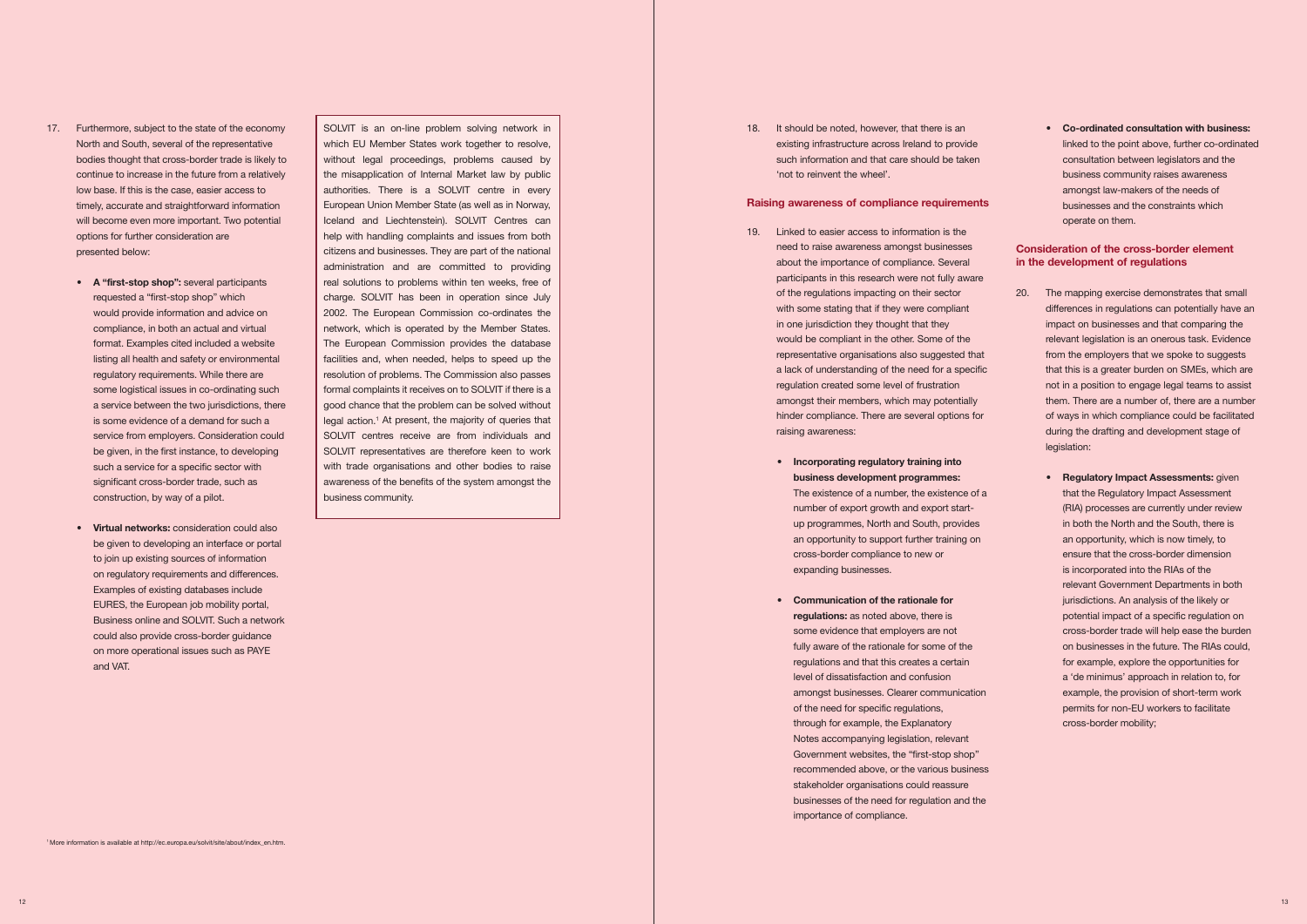17. Furthermore, subject to the state of the economy North and South, several of the representative bodies thought that cross-border trade is likely to continue to increase in the future from a relatively low base. If this is the case, easier access to timely, accurate and straightforward information will become even more important. Two potential options for further consideration are presented below:

   - **A "first-stop shop":** several participants requested a "first-stop shop" which would provide information and advice on compliance, in both an actual and virtual format. Examples cited included a website listing all health and safety or environmental regulatory requirements. While there are some logistical issues in co-ordinating such a service between the two jurisdictions, there is some evidence of a demand for such a service from employers. Consideration could be given, in the first instance, to developing such a service for a specific sector with significant cross-border trade, such as construction, by way of a pilot.

   - **Virtual networks:** consideration could also be given to developing an interface or portal to join up existing sources of information on regulatory requirements and differences. Examples of existing databases include EURES, the European job mobility portal, Business online and SOLVIT. Such a network could also provide cross-border guidance on more operational issues such as PAYE and VAT.

> SOLVIT is an on-line problem solving network in which EU Member States work together to resolve, without legal proceedings, problems caused by the misapplication of Internal Market law by public authorities. There is a SOLVIT centre in every European Union Member State (as well as in Norway, Iceland and Liechtenstein). SOLVIT Centres can help with handling complaints and issues from both citizens and businesses. They are part of the national administration and are committed to providing real solutions to problems within ten weeks, free of charge. SOLVIT has been in operation since July 2002. The European Commission co-ordinates the network, which is operated by the Member States. The European Commission provides the database facilities and, when needed, helps to speed up the resolution of problems. The Commission also passes formal complaints it receives on to SOLVIT if there is a good chance that the problem can be solved without legal action.[1] At present, the majority of queries that SOLVIT centres receive are from individuals and SOLVIT representatives are therefore keen to work with trade organisations and other bodies to raise awareness of the benefits of the system amongst the business community.

[1] More information is available at http://ec.europa.eu/solvit/site/about/index_en.htm.

18. It should be noted, however, that there is an existing infrastructure across Ireland to provide such information and that care should be taken 'not to reinvent the wheel'.

### Raising awareness of compliance requirements

19. Linked to easier access to information is the need to raise awareness amongst businesses about the importance of compliance. Several participants in this research were not fully aware of the regulations impacting on their sector with some stating that if they were compliant in one jurisdiction they thought that they would be compliant in the other. Some of the representative organisations also suggested that a lack of understanding of the need for a specific regulation created some level of frustration amongst their members, which may potentially hinder compliance. There are several options for raising awareness:

   - **Incorporating regulatory training into business development programmes:** The existence of a number, the existence of a number of export growth and export start-up programmes, North and South, provides an opportunity to support further training on cross-border compliance to new or expanding businesses.

   - **Communication of the rationale for regulations:** as noted above, there is some evidence that employers are not fully aware of the rationale for some of the regulations and that this creates a certain level of dissatisfaction and confusion amongst businesses. Clearer communication of the need for specific regulations, through for example, the Explanatory Notes accompanying legislation, relevant Government websites, the "first-stop shop" recommended above, or the various business stakeholder organisations could reassure businesses of the need for regulation and the importance of compliance.

   - **Co-ordinated consultation with business:** linked to the point above, further co-ordinated consultation between legislators and the business community raises awareness amongst law-makers of the needs of businesses and the constraints which operate on them.

### Consideration of the cross-border element in the development of regulations

20. The mapping exercise demonstrates that small differences in regulations can potentially have an impact on businesses and that comparing the relevant legislation is an onerous task. Evidence from the employers that we spoke to suggests that this is a greater burden on SMEs, which are not in a position to engage legal teams to assist them. There are a number of, there are a number of ways in which compliance could be facilitated during the drafting and development stage of legislation:

   - **Regulatory Impact Assessments:** given that the Regulatory Impact Assessment (RIA) processes are currently under review in both the North and the South, there is an opportunity, which is now timely, to ensure that the cross-border dimension is incorporated into the RIAs of the relevant Government Departments in both jurisdictions. An analysis of the likely or potential impact of a specific regulation on cross-border trade will help ease the burden on businesses in the future. The RIAs could, for example, explore the opportunities for a 'de minimus' approach in relation to, for example, the provision of short-term work permits for non-EU workers to facilitate cross-border mobility;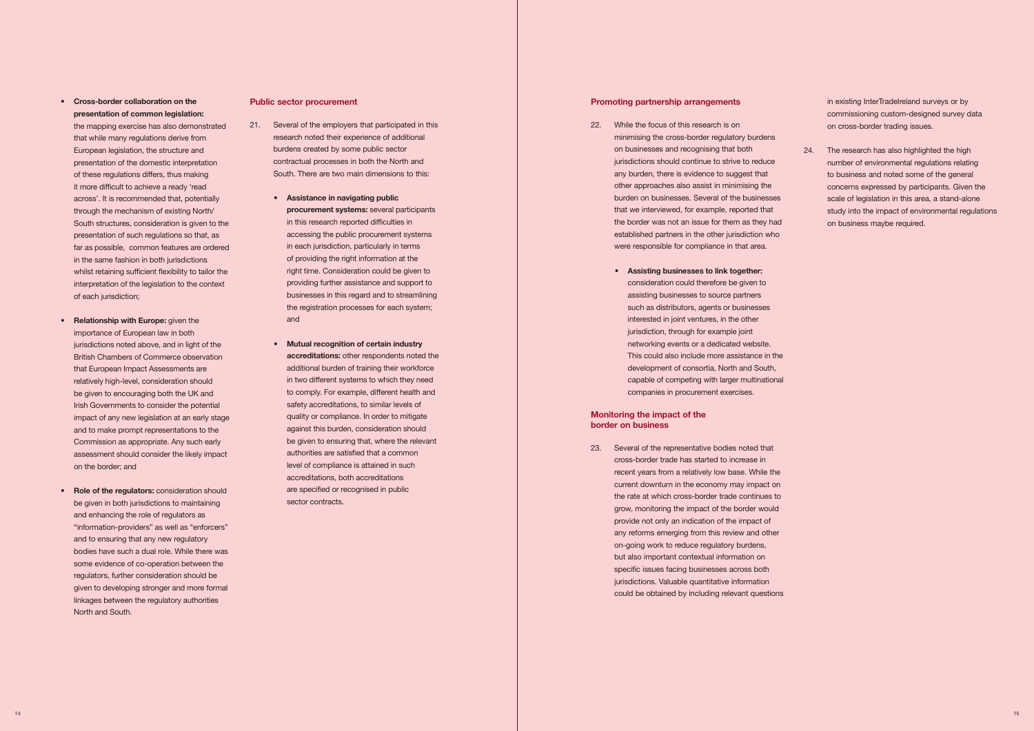- **Cross-border collaboration on the presentation of common legislation:** the mapping exercise has also demonstrated that while many regulations derive from European legislation, the structure and presentation of the domestic interpretation of these regulations differs, thus making it more difficult to achieve a ready 'read across'. It is recommended that, potentially through the mechanism of existing North/ South structures, consideration is given to the presentation of such regulations so that, as far as possible, common features are ordered in the same fashion in both jurisdictions whilst retaining sufficient flexibility to tailor the interpretation of the legislation to the context of each jurisdiction;

- **Relationship with Europe:** given the importance of European law in both jurisdictions noted above, and in light of the British Chambers of Commerce observation that European Impact Assessments are relatively high-level, consideration should be given to encouraging both the UK and Irish Governments to consider the potential impact of any new legislation at an early stage and to make prompt representations to the Commission as appropriate. Any such early assessment should consider the likely impact on the border; and

- **Role of the regulators:** consideration should be given in both jurisdictions to maintaining and enhancing the role of regulators as "information-providers" as well as "enforcers" and to ensuring that any new regulatory bodies have such a dual role. While there was some evidence of co-operation between the regulators, further consideration should be given to developing stronger and more formal linkages between the regulatory authorities North and South.

## Public sector procurement

21. Several of the employers that participated in this research noted their experience of additional burdens created by some public sector contractual processes in both the North and South. There are two main dimensions to this:

    - **Assistance in navigating public procurement systems:** several participants in this research reported difficulties in accessing the public procurement systems in each jurisdiction, particularly in terms of providing the right information at the right time. Consideration could be given to providing further assistance and support to businesses in this regard and to streamlining the registration processes for each system; and

    - **Mutual recognition of certain industry accreditations:** other respondents noted the additional burden of training their workforce in two different systems to which they need to comply. For example, different health and safety accreditations, to similar levels of quality or compliance. In order to mitigate against this burden, consideration should be given to ensuring that, where the relevant authorities are satisfied that a common level of compliance is attained in such accreditations, both accreditations are specified or recognised in public sector contracts.

## Promoting partnership arrangements

22. While the focus of this research is on minimising the cross-border regulatory burdens on businesses and recognising that both jurisdictions should continue to strive to reduce any burden, there is evidence to suggest that other approaches also assist in minimising the burden on businesses. Several of the businesses that we interviewed, for example, reported that the border was not an issue for them as they had established partners in the other jurisdiction who were responsible for compliance in that area.

    - **Assisting businesses to link together:** consideration could therefore be given to assisting businesses to source partners such as distributors, agents or businesses interested in joint ventures, in the other jurisdiction, through for example joint networking events or a dedicated website. This could also include more assistance in the development of consortia, North and South, capable of competing with larger multinational companies in procurement exercises.

## Monitoring the impact of the border on business

23. Several of the representative bodies noted that cross-border trade has started to increase in recent years from a relatively low base. While the current downturn in the economy may impact on the rate at which cross-border trade continues to grow, monitoring the impact of the border would provide not only an indication of the impact of any reforms emerging from this review and other on-going work to reduce regulatory burdens, but also important contextual information on specific issues facing businesses across both jurisdictions. Valuable quantitative information could be obtained by including relevant questions in existing InterTradeIreland surveys or by commissioning custom-designed survey data on cross-border trading issues.

24. The research has also highlighted the high number of environmental regulations relating to business and noted some of the general concerns expressed by participants. Given the scale of legislation in this area, a stand-alone study into the impact of environmental regulations on business maybe required.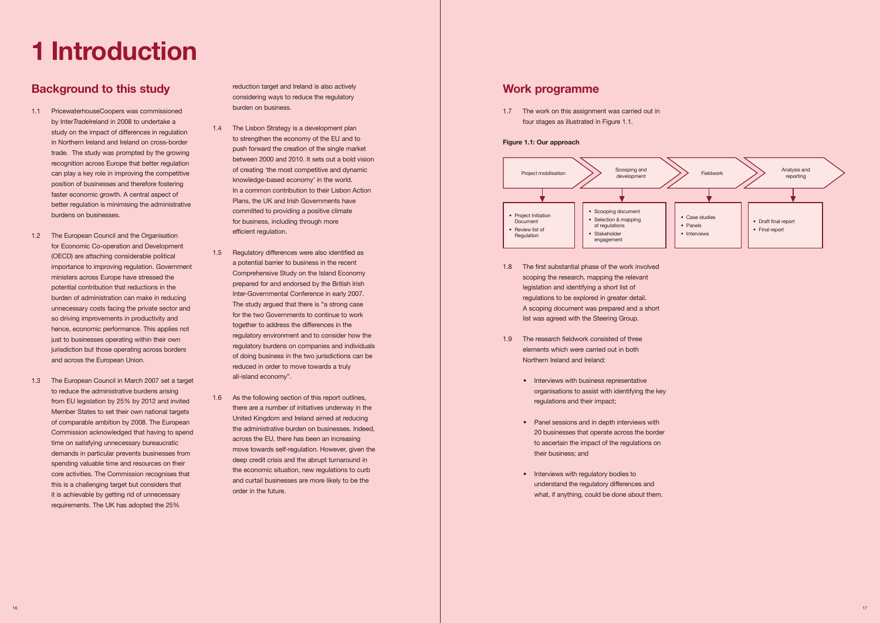# 1 Introduction

## Background to this study

1.1 PricewaterhouseCoopers was commissioned by Inter*Trade*Ireland in 2008 to undertake a study on the impact of differences in regulation in Northern Ireland and Ireland on cross-border trade. The study was prompted by the growing recognition across Europe that better regulation can play a key role in improving the competitive position of businesses and therefore fostering faster economic growth. A central aspect of better regulation is minimising the administrative burdens on businesses.

1.2 The European Council and the Organisation for Economic Co-operation and Development (OECD) are attaching considerable political importance to improving regulation. Government ministers across Europe have stressed the potential contribution that reductions in the burden of administration can make in reducing unnecessary costs facing the private sector and so driving improvements in productivity and hence, economic performance. This applies not just to businesses operating within their own jurisdiction but those operating across borders and across the European Union.

1.3 The European Council in March 2007 set a target to reduce the administrative burdens arising from EU legislation by 25% by 2012 and invited Member States to set their own national targets of comparable ambition by 2008. The European Commission acknowledged that having to spend time on satisfying unnecessary bureaucratic demands in particular prevents businesses from spending valuable time and resources on their core activities. The Commission recognises that this is a challenging target but considers that it is achievable by getting rid of unnecessary requirements. The UK has adopted the 25% reduction target and Ireland is also actively considering ways to reduce the regulatory burden on business.

1.4 The Lisbon Strategy is a development plan to strengthen the economy of the EU and to push forward the creation of the single market between 2000 and 2010. It sets out a bold vision of creating 'the most competitive and dynamic knowledge-based economy' in the world. In a common contribution to their Lisbon Action Plans, the UK and Irish Governments have committed to providing a positive climate for business, including through more efficient regulation.

1.5 Regulatory differences were also identified as a potential barrier to business in the recent Comprehensive Study on the Island Economy prepared for and endorsed by the British Irish Inter-Governmental Conference in early 2007. The study argued that there is "a strong case for the two Governments to continue to work together to address the differences in the regulatory environment and to consider how the regulatory burdens on companies and individuals of doing business in the two jurisdictions can be reduced in order to move towards a truly all-island economy".

1.6 As the following section of this report outlines, there are a number of initiatives underway in the United Kingdom and Ireland aimed at reducing the administrative burden on businesses. Indeed, across the EU, there has been an increasing move towards self-regulation. However, given the deep credit crisis and the abrupt turnaround in the economic situation, new regulations to curb and curtail businesses are more likely to be the order in the future.

## Work programme

1.7 The work on this assignment was carried out in four stages as illustrated in Figure 1.1.

**Figure 1.1: Our approach**

| Project mobilisation | Scooping and development | Fieldwork | Analysis and reporting |
|---|---|---|---|
| • Project Initiation Document<br>• Review list of Regulation | • Scooping document<br>• Selection & mapping of regulations<br>• Stakeholder engagement | • Case studies<br>• Panels<br>• Interviews | • Draft final report<br>• Final report |

1.8 The first substantial phase of the work involved scoping the research, mapping the relevant legislation and identifying a short list of regulations to be explored in greater detail. A scoping document was prepared and a short list was agreed with the Steering Group.

1.9 The research fieldwork consisted of three elements which were carried out in both Northern Ireland and Ireland:

- Interviews with business representative organisations to assist with identifying the key regulations and their impact;
- Panel sessions and in depth interviews with 20 businesses that operate across the border to ascertain the impact of the regulations on their business; and
- Interviews with regulatory bodies to understand the regulatory differences and what, if anything, could be done about them.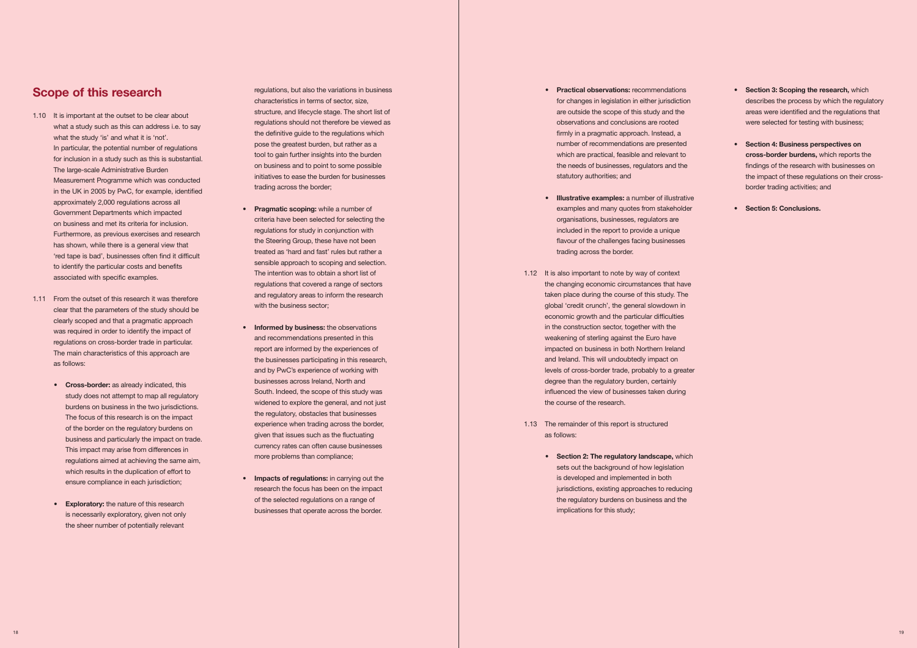## Scope of this research

1.10 It is important at the outset to be clear about what a study such as this can address i.e. to say what the study 'is' and what it is 'not'. In particular, the potential number of regulations for inclusion in a study such as this is substantial. The large-scale Administrative Burden Measurement Programme which was conducted in the UK in 2005 by PwC, for example, identified approximately 2,000 regulations across all Government Departments which impacted on business and met its criteria for inclusion. Furthermore, as previous exercises and research has shown, while there is a general view that 'red tape is bad', businesses often find it difficult to identify the particular costs and benefits associated with specific examples.

1.11 From the outset of this research it was therefore clear that the parameters of the study should be clearly scoped and that a pragmatic approach was required in order to identify the impact of regulations on cross-border trade in particular. The main characteristics of this approach are as follows:

- **Cross-border:** as already indicated, this study does not attempt to map all regulatory burdens on business in the two jurisdictions. The focus of this research is on the impact of the border on the regulatory burdens on business and particularly the impact on trade. This impact may arise from differences in regulations aimed at achieving the same aim, which results in the duplication of effort to ensure compliance in each jurisdiction;

- **Exploratory:** the nature of this research is necessarily exploratory, given not only the sheer number of potentially relevant regulations, but also the variations in business characteristics in terms of sector, size, structure, and lifecycle stage. The short list of regulations should not therefore be viewed as the definitive guide to the regulations which pose the greatest burden, but rather as a tool to gain further insights into the burden on business and to point to some possible initiatives to ease the burden for businesses trading across the border;

- **Pragmatic scoping:** while a number of criteria have been selected for selecting the regulations for study in conjunction with the Steering Group, these have not been treated as 'hard and fast' rules but rather a sensible approach to scoping and selection. The intention was to obtain a short list of regulations that covered a range of sectors and regulatory areas to inform the research with the business sector;

- **Informed by business:** the observations and recommendations presented in this report are informed by the experiences of the businesses participating in this research, and by PwC's experience of working with businesses across Ireland, North and South. Indeed, the scope of this study was widened to explore the general, and not just the regulatory, obstacles that businesses experience when trading across the border, given that issues such as the fluctuating currency rates can often cause businesses more problems than compliance;

- **Impacts of regulations:** in carrying out the research the focus has been on the impact of the selected regulations on a range of businesses that operate across the border.

- **Practical observations:** recommendations for changes in legislation in either jurisdiction are outside the scope of this study and the observations and conclusions are rooted firmly in a pragmatic approach. Instead, a number of recommendations are presented which are practical, feasible and relevant to the needs of businesses, regulators and the statutory authorities; and

- **Illustrative examples:** a number of illustrative examples and many quotes from stakeholder organisations, businesses, regulators are included in the report to provide a unique flavour of the challenges facing businesses trading across the border.

1.12 It is also important to note by way of context the changing economic circumstances that have taken place during the course of this study. The global 'credit crunch', the general slowdown in economic growth and the particular difficulties in the construction sector, together with the weakening of sterling against the Euro have impacted on business in both Northern Ireland and Ireland. This will undoubtedly impact on levels of cross-border trade, probably to a greater degree than the regulatory burden, certainly influenced the view of businesses taken during the course of the research.

1.13 The remainder of this report is structured as follows:

- **Section 2: The regulatory landscape,** which sets out the background of how legislation is developed and implemented in both jurisdictions, existing approaches to reducing the regulatory burdens on business and the implications for this study;

- **Section 3: Scoping the research,** which describes the process by which the regulatory areas were identified and the regulations that were selected for testing with business;

- **Section 4: Business perspectives on cross-border burdens,** which reports the findings of the research with businesses on the impact of these regulations on their cross-border trading activities; and

- **Section 5: Conclusions.**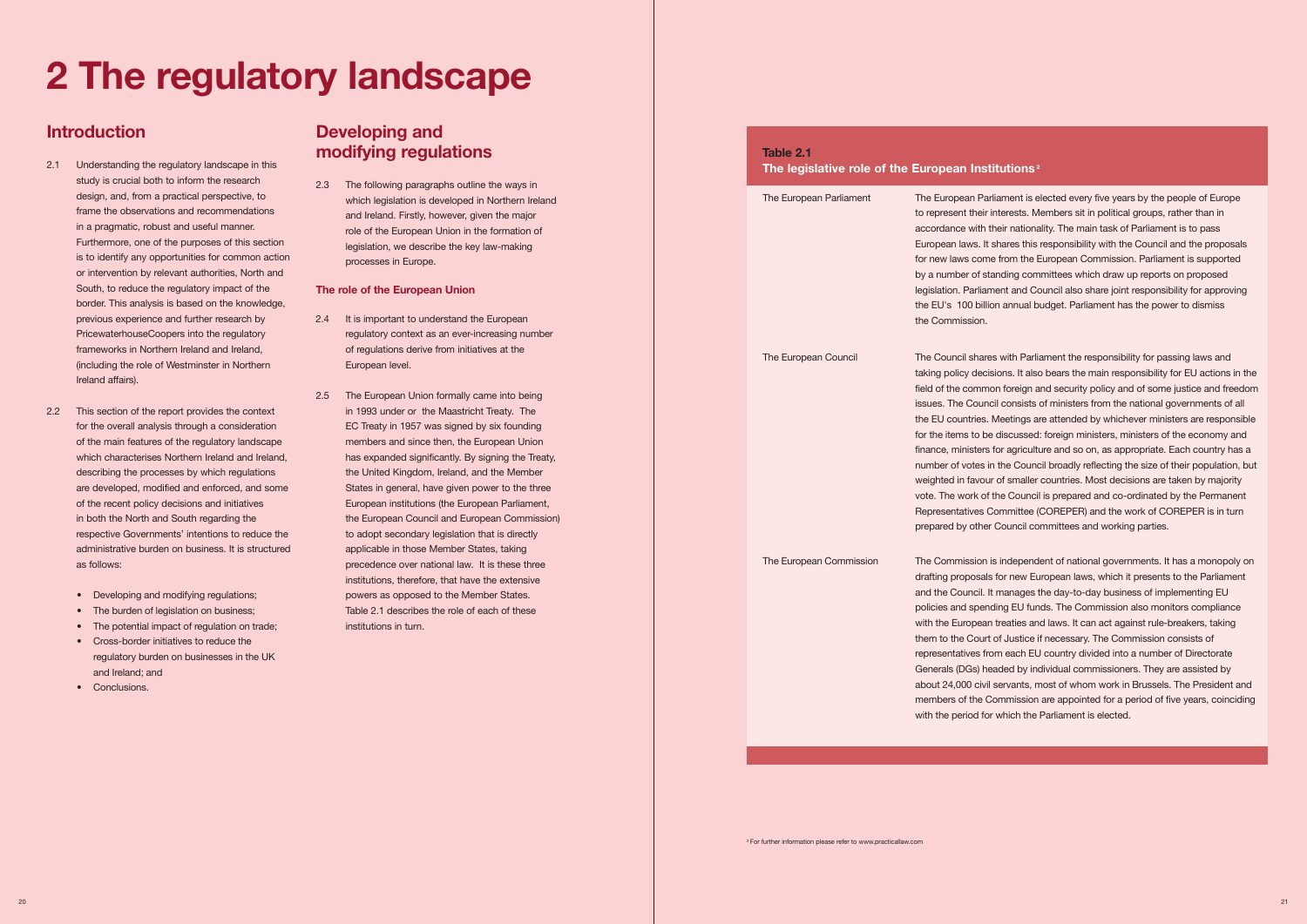# 2 The regulatory landscape

## Introduction

2.1 Understanding the regulatory landscape in this study is crucial both to inform the research design, and, from a practical perspective, to frame the observations and recommendations in a pragmatic, robust and useful manner. Furthermore, one of the purposes of this section is to identify any opportunities for common action or intervention by relevant authorities, North and South, to reduce the regulatory impact of the border. This analysis is based on the knowledge, previous experience and further research by PricewaterhouseCoopers into the regulatory frameworks in Northern Ireland and Ireland, (including the role of Westminster in Northern Ireland affairs).

2.2 This section of the report provides the context for the overall analysis through a consideration of the main features of the regulatory landscape which characterises Northern Ireland and Ireland, describing the processes by which regulations are developed, modified and enforced, and some of the recent policy decisions and initiatives in both the North and South regarding the respective Governments' intentions to reduce the administrative burden on business. It is structured as follows:

- Developing and modifying regulations;
- The burden of legislation on business;
- The potential impact of regulation on trade;
- Cross-border initiatives to reduce the regulatory burden on businesses in the UK and Ireland; and
- Conclusions.

## Developing and modifying regulations

2.3 The following paragraphs outline the ways in which legislation is developed in Northern Ireland and Ireland. Firstly, however, given the major role of the European Union in the formation of legislation, we describe the key law-making processes in Europe.

### The role of the European Union

2.4 It is important to understand the European regulatory context as an ever-increasing number of regulations derive from initiatives at the European level.

2.5 The European Union formally came into being in 1993 under or the Maastricht Treaty. The EC Treaty in 1957 was signed by six founding members and since then, the European Union has expanded significantly. By signing the Treaty, the United Kingdom, Ireland, and the Member States in general, have given power to the three European institutions (the European Parliament, the European Council and European Commission) to adopt secondary legislation that is directly applicable in those Member States, taking precedence over national law. It is these three institutions, therefore, that have the extensive powers as opposed to the Member States. Table 2.1 describes the role of each of these institutions in turn.

**Table 2.1**
**The legislative role of the European Institutions[2]**

| | |
|---|---|
| The European Parliament | The European Parliament is elected every five years by the people of Europe to represent their interests. Members sit in political groups, rather than in accordance with their nationality. The main task of Parliament is to pass European laws. It shares this responsibility with the Council and the proposals for new laws come from the European Commission. Parliament is supported by a number of standing committees which draw up reports on proposed legislation. Parliament and Council also share joint responsibility for approving the EU's 100 billion annual budget. Parliament has the power to dismiss the Commission. |
| The European Council | The Council shares with Parliament the responsibility for passing laws and taking policy decisions. It also bears the main responsibility for EU actions in the field of the common foreign and security policy and of some justice and freedom issues. The Council consists of ministers from the national governments of all the EU countries. Meetings are attended by whichever ministers are responsible for the items to be discussed: foreign ministers, ministers of the economy and finance, ministers for agriculture and so on, as appropriate. Each country has a number of votes in the Council broadly reflecting the size of their population, but weighted in favour of smaller countries. Most decisions are taken by majority vote. The work of the Council is prepared and co-ordinated by the Permanent Representatives Committee (COREPER) and the work of COREPER is in turn prepared by other Council committees and working parties. |
| The European Commission | The Commission is independent of national governments. It has a monopoly on drafting proposals for new European laws, which it presents to the Parliament and the Council. It manages the day-to-day business of implementing EU policies and spending EU funds. The Commission also monitors compliance with the European treaties and laws. It can act against rule-breakers, taking them to the Court of Justice if necessary. The Commission consists of representatives from each EU country divided into a number of Directorate Generals (DGs) headed by individual commissioners. They are assisted by about 24,000 civil servants, most of whom work in Brussels. The President and members of the Commission are appointed for a period of five years, coinciding with the period for which the Parliament is elected. |

[2] For further information please refer to www.practicallaw.com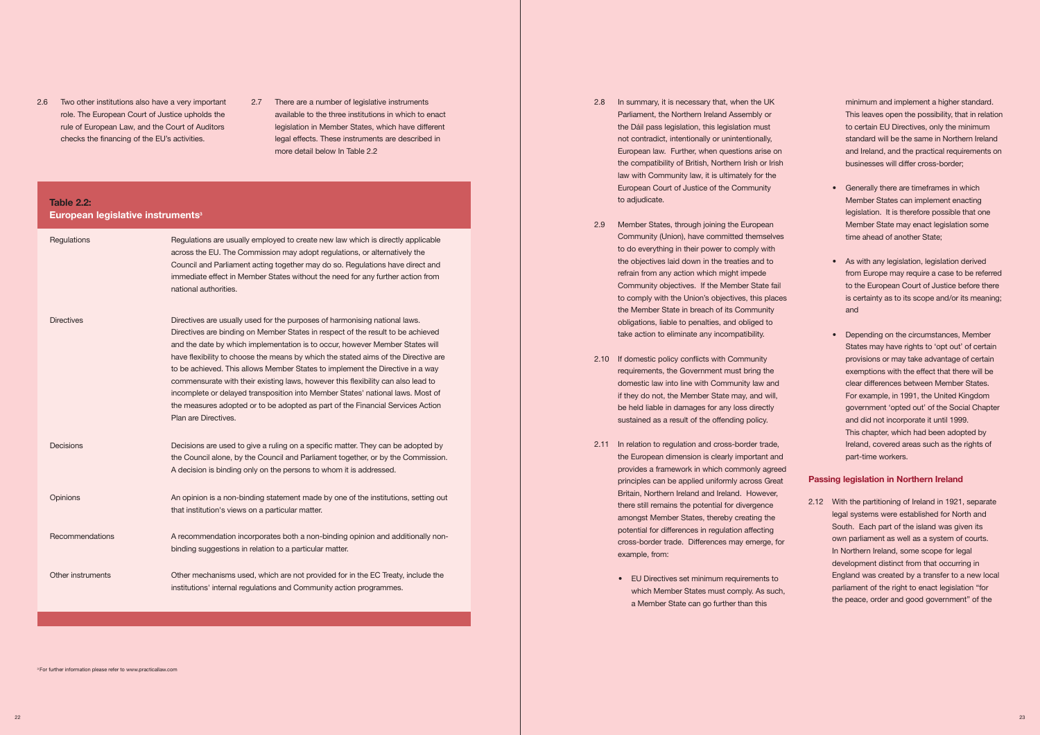2.6 Two other institutions also have a very important role. The European Court of Justice upholds the rule of European Law, and the Court of Auditors checks the financing of the EU's activities.

2.7 There are a number of legislative instruments available to the three institutions in which to enact legislation in Member States, which have different legal effects. These instruments are described in more detail below In Table 2.2

**Table 2.2: European legislative instruments**[3]

| | |
|---|---|
| Regulations | Regulations are usually employed to create new law which is directly applicable across the EU. The Commission may adopt regulations, or alternatively the Council and Parliament acting together may do so. Regulations have direct and immediate effect in Member States without the need for any further action from national authorities. |
| Directives | Directives are usually used for the purposes of harmonising national laws. Directives are binding on Member States in respect of the result to be achieved and the date by which implementation is to occur, however Member States will have flexibility to choose the means by which the stated aims of the Directive are to be achieved. This allows Member States to implement the Directive in a way commensurate with their existing laws, however this flexibility can also lead to incomplete or delayed transposition into Member States' national laws. Most of the measures adopted or to be adopted as part of the Financial Services Action Plan are Directives. |
| Decisions | Decisions are used to give a ruling on a specific matter. They can be adopted by the Council alone, by the Council and Parliament together, or by the Commission. A decision is binding only on the persons to whom it is addressed. |
| Opinions | An opinion is a non-binding statement made by one of the institutions, setting out that institution's views on a particular matter. |
| Recommendations | A recommendation incorporates both a non-binding opinion and additionally non-binding suggestions in relation to a particular matter. |
| Other instruments | Other mechanisms used, which are not provided for in the EC Treaty, include the institutions' internal regulations and Community action programmes. |

[3] For further information please refer to www.practicallaw.com

2.8 In summary, it is necessary that, when the UK Parliament, the Northern Ireland Assembly or the Dáil pass legislation, this legislation must not contradict, intentionally or unintentionally, European law. Further, when questions arise on the compatibility of British, Northern Irish or Irish law with Community law, it is ultimately for the European Court of Justice of the Community to adjudicate.

2.9 Member States, through joining the European Community (Union), have committed themselves to do everything in their power to comply with the objectives laid down in the treaties and to refrain from any action which might impede Community objectives. If the Member State fail to comply with the Union's objectives, this places the Member State in breach of its Community obligations, liable to penalties, and obliged to take action to eliminate any incompatibility.

2.10 If domestic policy conflicts with Community requirements, the Government must bring the domestic law into line with Community law and if they do not, the Member State may, and will, be held liable in damages for any loss directly sustained as a result of the offending policy.

2.11 In relation to regulation and cross-border trade, the European dimension is clearly important and provides a framework in which commonly agreed principles can be applied uniformly across Great Britain, Northern Ireland and Ireland. However, there still remains the potential for divergence amongst Member States, thereby creating the potential for differences in regulation affecting cross-border trade. Differences may emerge, for example, from:

- EU Directives set minimum requirements to which Member States must comply. As such, a Member State can go further than this minimum and implement a higher standard. This leaves open the possibility, that in relation to certain EU Directives, only the minimum standard will be the same in Northern Ireland and Ireland, and the practical requirements on businesses will differ cross-border;
- Generally there are timeframes in which Member States can implement enacting legislation. It is therefore possible that one Member State may enact legislation some time ahead of another State;
- As with any legislation, legislation derived from Europe may require a case to be referred to the European Court of Justice before there is certainty as to its scope and/or its meaning; and
- Depending on the circumstances, Member States may have rights to 'opt out' of certain provisions or may take advantage of certain exemptions with the effect that there will be clear differences between Member States. For example, in 1991, the United Kingdom government 'opted out' of the Social Chapter and did not incorporate it until 1999. This chapter, which had been adopted by Ireland, covered areas such as the rights of part-time workers.

## Passing legislation in Northern Ireland

2.12 With the partitioning of Ireland in 1921, separate legal systems were established for North and South. Each part of the island was given its own parliament as well as a system of courts. In Northern Ireland, some scope for legal development distinct from that occurring in England was created by a transfer to a new local parliament of the right to enact legislation "for the peace, order and good government" of the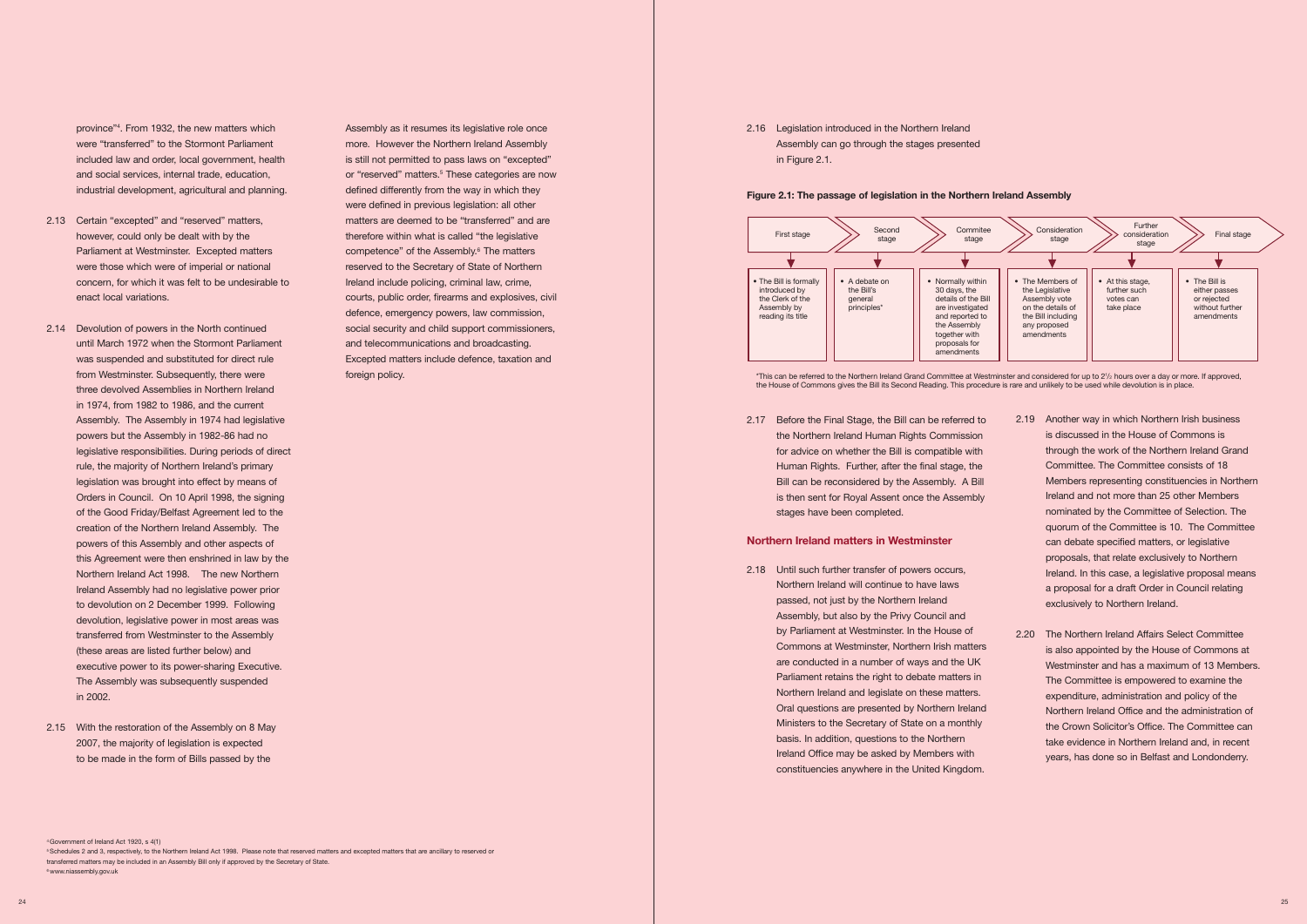province"[4]. From 1932, the new matters which were "transferred" to the Stormont Parliament included law and order, local government, health and social services, internal trade, education, industrial development, agricultural and planning.

2.13 Certain "excepted" and "reserved" matters, however, could only be dealt with by the Parliament at Westminster. Excepted matters were those which were of imperial or national concern, for which it was felt to be undesirable to enact local variations.

2.14 Devolution of powers in the North continued until March 1972 when the Stormont Parliament was suspended and substituted for direct rule from Westminster. Subsequently, there were three devolved Assemblies in Northern Ireland in 1974, from 1982 to 1986, and the current Assembly. The Assembly in 1974 had legislative powers but the Assembly in 1982-86 had no legislative responsibilities. During periods of direct rule, the majority of Northern Ireland's primary legislation was brought into effect by means of Orders in Council. On 10 April 1998, the signing of the Good Friday/Belfast Agreement led to the creation of the Northern Ireland Assembly. The powers of this Assembly and other aspects of this Agreement were then enshrined in law by the Northern Ireland Act 1998. The new Northern Ireland Assembly had no legislative power prior to devolution on 2 December 1999. Following devolution, legislative power in most areas was transferred from Westminster to the Assembly (these areas are listed further below) and executive power to its power-sharing Executive. The Assembly was subsequently suspended in 2002.

2.15 With the restoration of the Assembly on 8 May 2007, the majority of legislation is expected to be made in the form of Bills passed by the Assembly as it resumes its legislative role once more. However the Northern Ireland Assembly is still not permitted to pass laws on "excepted" or "reserved" matters.[5] These categories are now defined differently from the way in which they were defined in previous legislation: all other matters are deemed to be "transferred" and are therefore within what is called "the legislative competence" of the Assembly.[6] The matters reserved to the Secretary of State of Northern Ireland include policing, criminal law, crime, courts, public order, firearms and explosives, civil defence, emergency powers, law commission, social security and child support commissioners, and telecommunications and broadcasting. Excepted matters include defence, taxation and foreign policy.

[4] Government of Ireland Act 1920, s 4(1)

[5] Schedules 2 and 3, respectively, to the Northern Ireland Act 1998. Please note that reserved matters and excepted matters that are ancillary to reserved or transferred matters may be included in an Assembly Bill only if approved by the Secretary of State.

[6] www.niassembly.gov.uk

2.16 Legislation introduced in the Northern Ireland Assembly can go through the stages presented in Figure 2.1.

**Figure 2.1: The passage of legislation in the Northern Ireland Assembly**

| First stage | Second stage | Commitee stage | Consideration stage | Further consideration stage | Final stage |
|---|---|---|---|---|---|
| • The Bill is formally introduced by the Clerk of the Assembly by reading its title | • A debate on the Bill's general principles* | • Normally within 30 days, the details of the Bill are investigated and reported to the Assembly together with proposals for amendments | • The Members of the Legislative Assembly vote on the details of the Bill including any proposed amendments | • At this stage, further such votes can take place | • The Bill is either passes or rejected without further amendments |

*This can be referred to the Northern Ireland Grand Committee at Westminster and considered for up to 2½ hours over a day or more. If approved, the House of Commons gives the Bill its Second Reading. This procedure is rare and unlikely to be used while devolution is in place.

2.17 Before the Final Stage, the Bill can be referred to the Northern Ireland Human Rights Commission for advice on whether the Bill is compatible with Human Rights. Further, after the final stage, the Bill can be reconsidered by the Assembly. A Bill is then sent for Royal Assent once the Assembly stages have been completed.

## Northern Ireland matters in Westminster

2.18 Until such further transfer of powers occurs, Northern Ireland will continue to have laws passed, not just by the Northern Ireland Assembly, but also by the Privy Council and by Parliament at Westminster. In the House of Commons at Westminster, Northern Irish matters are conducted in a number of ways and the UK Parliament retains the right to debate matters in Northern Ireland and legislate on these matters. Oral questions are presented by Northern Ireland Ministers to the Secretary of State on a monthly basis. In addition, questions to the Northern Ireland Office may be asked by Members with constituencies anywhere in the United Kingdom.

2.19 Another way in which Northern Irish business is discussed in the House of Commons is through the work of the Northern Ireland Grand Committee. The Committee consists of 18 Members representing constituencies in Northern Ireland and not more than 25 other Members nominated by the Committee of Selection. The quorum of the Committee is 10. The Committee can debate specified matters, or legislative proposals, that relate exclusively to Northern Ireland. In this case, a legislative proposal means a proposal for a draft Order in Council relating exclusively to Northern Ireland.

2.20 The Northern Ireland Affairs Select Committee is also appointed by the House of Commons at Westminster and has a maximum of 13 Members. The Committee is empowered to examine the expenditure, administration and policy of the Northern Ireland Office and the administration of the Crown Solicitor's Office. The Committee can take evidence in Northern Ireland and, in recent years, has done so in Belfast and Londonderry.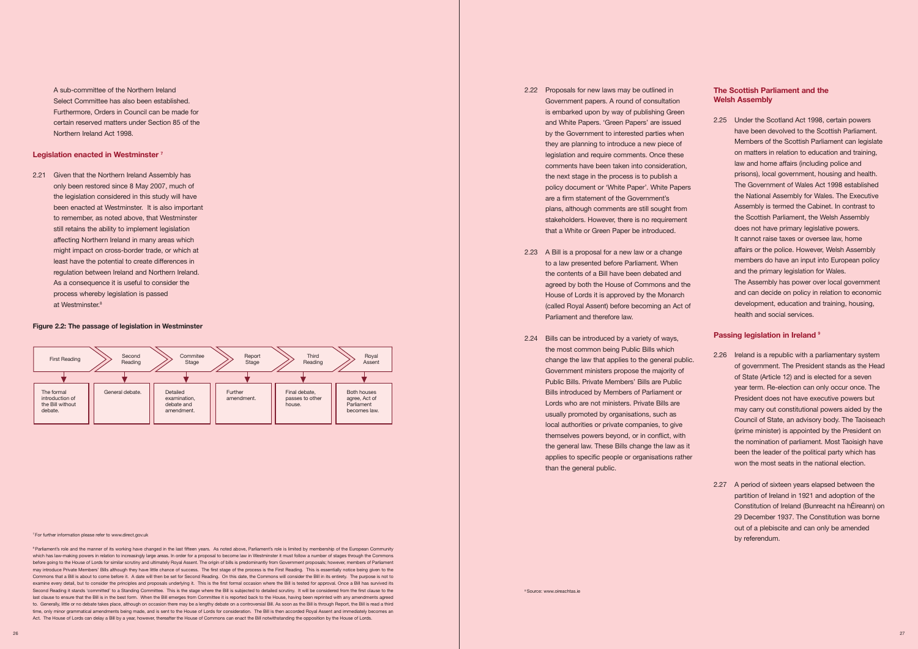A sub-committee of the Northern Ireland Select Committee has also been established. Furthermore, Orders in Council can be made for certain reserved matters under Section 85 of the Northern Ireland Act 1998.

## Legislation enacted in Westminster [7]

2.21 Given that the Northern Ireland Assembly has only been restored since 8 May 2007, much of the legislation considered in this study will have been enacted at Westminster. It is also important to remember, as noted above, that Westminster still retains the ability to implement legislation affecting Northern Ireland in many areas which might impact on cross-border trade, or which at least have the potential to create differences in regulation between Ireland and Northern Ireland. As a consequence it is useful to consider the process whereby legislation is passed at Westminster.[8]

**Figure 2.2: The passage of legislation in Westminster**

| First Reading | Second Reading | Commitee Stage | Report Stage | Third Reading | Royal Assent |
|---|---|---|---|---|---|
| The formal introduction of the Bill without debate. | General debate. | Detailed examination, debate and amendment. | Further amendment. | Final debate, passes to other house. | Both houses agree, Act of Parliament becomes law. |

2.22 Proposals for new laws may be outlined in Government papers. A round of consultation is embarked upon by way of publishing Green and White Papers. 'Green Papers' are issued by the Government to interested parties when they are planning to introduce a new piece of legislation and require comments. Once these comments have been taken into consideration, the next stage in the process is to publish a policy document or 'White Paper'. White Papers are a firm statement of the Government's plans, although comments are still sought from stakeholders. However, there is no requirement that a White or Green Paper be introduced.

2.23 A Bill is a proposal for a new law or a change to a law presented before Parliament. When the contents of a Bill have been debated and agreed by both the House of Commons and the House of Lords it is approved by the Monarch (called Royal Assent) before becoming an Act of Parliament and therefore law.

2.24 Bills can be introduced by a variety of ways, the most common being Public Bills which change the law that applies to the general public. Government ministers propose the majority of Public Bills. Private Members' Bills are Public Bills introduced by Members of Parliament or Lords who are not ministers. Private Bills are usually promoted by organisations, such as local authorities or private companies, to give themselves powers beyond, or in conflict, with the general law. These Bills change the law as it applies to specific people or organisations rather than the general public.

## The Scottish Parliament and the Welsh Assembly

2.25 Under the Scotland Act 1998, certain powers have been devolved to the Scottish Parliament. Members of the Scottish Parliament can legislate on matters in relation to education and training, law and home affairs (including police and prisons), local government, housing and health. The Government of Wales Act 1998 established the National Assembly for Wales. The Executive Assembly is termed the Cabinet. In contrast to the Scottish Parliament, the Welsh Assembly does not have primary legislative powers. It cannot raise taxes or oversee law, home affairs or the police. However, Welsh Assembly members do have an input into European policy and the primary legislation for Wales. The Assembly has power over local government and can decide on policy in relation to economic development, education and training, housing, health and social services.

## Passing legislation in Ireland [9]

2.26 Ireland is a republic with a parliamentary system of government. The President stands as the Head of State (Article 12) and is elected for a seven year term. Re-election can only occur once. The President does not have executive powers but may carry out constitutional powers aided by the Council of State, an advisory body. The Taoiseach (prime minister) is appointed by the President on the nomination of parliament. Most Taoisigh have been the leader of the political party which has won the most seats in the national election.

2.27 A period of sixteen years elapsed between the partition of Ireland in 1921 and adoption of the Constitution of Ireland (Bunreacht na hÉireann) on 29 December 1937. The Constitution was borne out of a plebiscite and can only be amended by referendum.

[7] For further information please refer to www.direct.gov.uk

[8] Parliament's role and the manner of its working have changed in the last fifteen years. As noted above, Parliament's role is limited by membership of the European Community which has law-making powers in relation to increasingly large areas. In order for a proposal to become law in Westminster it must follow a number of stages through the Commons before going to the House of Lords for similar scrutiny and ultimately Royal Assent. The origin of bills is predominantly from Government proposals; however, members of Parliament may introduce Private Members' Bills although they have little chance of success. The first stage of the process is the First Reading. This is essentially notice being given to the Commons that a Bill is about to come before it. A date will then be set for Second Reading. On this date, the Commons will consider the Bill in its entirety. The purpose is not to examine every detail, but to consider the principles and proposals underlying it. This is the first formal occasion where the Bill is tested for approval. Once a Bill has survived its Second Reading it stands 'committed' to a Standing Committee. This is the stage where the Bill is subjected to detailed scrutiny. It will be considered from the first clause to the last clause to ensure that the Bill is in the best form. When the Bill emerges from Committee it is reported back to the House, having been reprinted with any amendments agreed to. Generally, little or no debate takes place, although on occasion there may be a lengthy debate on a controversial Bill. As soon as the Bill is through Report, the Bill is read a third time, only minor grammatical amendments being made, and is sent to the House of Lords for consideration. The Bill is then accorded Royal Assent and immediately becomes an Act. The House of Lords can delay a Bill by a year, however, thereafter the House of Commons can enact the Bill notwithstanding the opposition by the House of Lords.

[9] Source: www.oireachtas.ie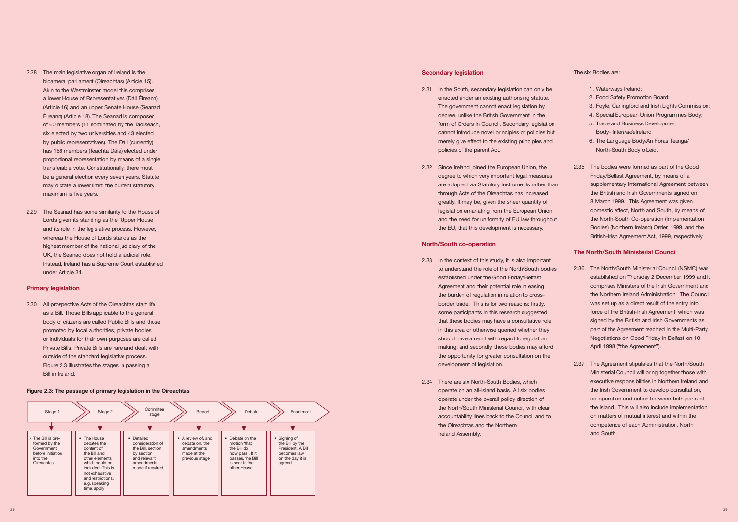2.28 The main legislative organ of Ireland is the bicameral parliament (Oireachtas) (Article 15). Akin to the Westminster model this comprises a lower House of Representatives (Dáil Éireann) (Article 16) and an upper Senate House (Seanad Éireann) (Article 18). The Seanad is composed of 60 members (11 nominated by the Taoiseach, six elected by two universities and 43 elected by public representatives). The Dáil (currently) has 166 members (Teachta Dála) elected under proportional representation by means of a single transferable vote. Constitutionally, there must be a general election every seven years. Statute may dictate a lower limit: the current statutory maximum is five years.

2.29 The Seanad has some similarity to the House of Lords given its standing as the 'Upper House' and its role in the legislative process. However, whereas the House of Lords stands as the highest member of the national judiciary of the UK, the Seanad does not hold a judicial role. Instead, Ireland has a Supreme Court established under Article 34.

### Primary legislation

2.30 All prospective Acts of the Oireachtas start life as a Bill. Those Bills applicable to the general body of citizens are called Public Bills and those promoted by local authorities, private bodies or individuals for their own purposes are called Private Bills. Private Bills are rare and dealt with outside of the standard legislative process. Figure 2.3 illustrates the stages in passing a Bill in Ireland.

**Figure 2.3: The passage of primary legislation in the Oireachtas**

| Stage 1 | Stage 2 | Commitee stage | Report | Debate | Enactment |
|---|---|---|---|---|---|
| • The Bill is pre-formed by the Government before initiation into the Oireachtas | • The House debates the content of the Bill and other elements which could be included. This is not exhaustive and restrictions, e.g. speaking time, apply | • Detailed consideration of the Bill, section by section and relevant amendments made if required | • A review of, and debate on, the amendments made at the previous stage | • Debate on the motion 'that the Bill do now pass'. If it passes, the Bill is sent to the other House | • Signing of the Bill by the President. A Bill becomes law on the day it is agreed. |

### Secondary legislation

2.31 In the South, secondary legislation can only be enacted under an existing authorising statute. The government cannot enact legislation by decree, unlike the British Government in the form of Orders in Council. Secondary legislation cannot introduce novel principles or policies but merely give effect to the existing principles and policies of the parent Act.

2.32 Since Ireland joined the European Union, the degree to which very important legal measures are adopted via Statutory Instruments rather than through Acts of the Oireachtas has increased greatly. It may be, given the sheer quantity of legislation emanating from the European Union and the need for uniformity of EU law throughout the EU, that this development is necessary.

### North/South co-operation

2.33 In the context of this study, it is also important to understand the role of the North/South bodies established under the Good Friday/Belfast Agreement and their potential role in easing the burden of regulation in relation to cross-border trade. This is for two reasons: firstly, some participants in this research suggested that these bodies may have a consultative role in this area or otherwise queried whether they should have a remit with regard to regulation making; and secondly, these bodies may afford the opportunity for greater consultation on the development of legislation.

2.34 There are six North-South Bodies, which operate on an all-island basis. All six bodies operate under the overall policy direction of the North/South Ministerial Council, with clear accountability lines back to the Council and to the Oireachtas and the Northern Ireland Assembly.

The six Bodies are:

1. Waterways Ireland;
2. Food Safety Promotion Board;
3. Foyle, Carlingford and Irish Lights Commission;
4. Special European Union Programmes Body;
5. Trade and Business Development Body- Inter*trade*Ireland
6. The Language Body/An Foras Teanga/ North-South Body o Leid.

2.35 The bodies were formed as part of the Good Friday/Belfast Agreement, by means of a supplementary International Agreement between the British and Irish Governments signed on 8 March 1999. This Agreement was given domestic effect, North and South, by means of the North-South Co-operation (Implementation Bodies) (Northern Ireland) Order, 1999, and the British-Irish Agreement Act, 1999, respectively.

### The North/South Ministerial Council

2.36 The North/South Ministerial Council (NSMC) was established on Thursday 2 December 1999 and it comprises Ministers of the Irish Government and the Northern Ireland Administration. The Council was set up as a direct result of the entry into force of the British-Irish Agreement, which was signed by the British and Irish Governments as part of the Agreement reached in the Multi-Party Negotiations on Good Friday in Belfast on 10 April 1998 ("the Agreement").

2.37 The Agreement stipulates that the North/South Ministerial Council will bring together those with executive responsibilities in Northern Ireland and the Irish Government to develop consultation, co-operation and action between both parts of the island. This will also include implementation on matters of mutual interest and within the competence of each Administration, North and South.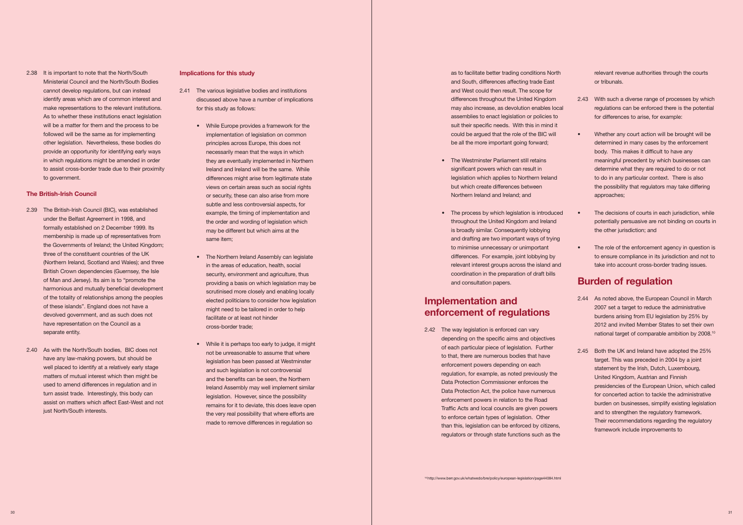2.38 It is important to note that the North/South Ministerial Council and the North/South Bodies cannot develop regulations, but can instead identify areas which are of common interest and make representations to the relevant institutions. As to whether these institutions enact legislation will be a matter for them and the process to be followed will be the same as for implementing other legislation. Nevertheless, these bodies do provide an opportunity for identifying early ways in which regulations might be amended in order to assist cross-border trade due to their proximity to government.

### The British-Irish Council

2.39 The British-Irish Council (BIC), was established under the Belfast Agreement in 1998, and formally established on 2 December 1999. Its membership is made up of representatives from the Governments of Ireland; the United Kingdom; three of the constituent countries of the UK (Northern Ireland, Scotland and Wales); and three British Crown dependencies (Guernsey, the Isle of Man and Jersey). Its aim is to "promote the harmonious and mutually beneficial development of the totality of relationships among the peoples of these islands". England does not have a devolved government, and as such does not have representation on the Council as a separate entity.

2.40 As with the North/South bodies, BIC does not have any law-making powers, but should be well placed to identify at a relatively early stage matters of mutual interest which then might be used to amend differences in regulation and in turn assist trade. Interestingly, this body can assist on matters which affect East-West and not just North/South interests.

### Implications for this study

2.41 The various legislative bodies and institutions discussed above have a number of implications for this study as follows:

- While Europe provides a framework for the implementation of legislation on common principles across Europe, this does not necessarily mean that the ways in which they are eventually implemented in Northern Ireland and Ireland will be the same. While differences might arise from legitimate state views on certain areas such as social rights or security, these can also arise from more subtle and less controversial aspects, for example, the timing of implementation and the order and wording of legislation which may be different but which aims at the same item;

- The Northern Ireland Assembly can legislate in the areas of education, health, social security, environment and agriculture, thus providing a basis on which legislation may be scrutinised more closely and enabling locally elected politicians to consider how legislation might need to be tailored in order to help facilitate or at least not hinder cross-border trade;

- While it is perhaps too early to judge, it might not be unreasonable to assume that where legislation has been passed at Westminster and such legislation is not controversial and the benefits can be seen, the Northern Ireland Assembly may well implement similar legislation. However, since the possibility remains for it to deviate, this does leave open the very real possibility that where efforts are made to remove differences in regulation so as to facilitate better trading conditions North and South, differences affecting trade East and West could then result. The scope for differences throughout the United Kingdom may also increase, as devolution enables local assemblies to enact legislation or policies to suit their specific needs. With this in mind it could be argued that the role of the BIC will be all the more important going forward;

- The Westminster Parliament still retains significant powers which can result in legislation which applies to Northern Ireland but which create differences between Northern Ireland and Ireland; and

- The process by which legislation is introduced throughout the United Kingdom and Ireland is broadly similar. Consequently lobbying and drafting are two important ways of trying to minimise unnecessary or unimportant differences. For example, joint lobbying by relevant interest groups across the island and coordination in the preparation of draft bills and consultation papers.

## Implementation and enforcement of regulations

2.42 The way legislation is enforced can vary depending on the specific aims and objectives of each particular piece of legislation. Further to that, there are numerous bodies that have enforcement powers depending on each regulation, for example, as noted previously the Data Protection Commissioner enforces the Data Protection Act, the police have numerous enforcement powers in relation to the Road Traffic Acts and local councils are given powers to enforce certain types of legislation. Other than this, legislation can be enforced by citizens, regulators or through state functions such as the relevant revenue authorities through the courts or tribunals.

2.43 With such a diverse range of processes by which regulations can be enforced there is the potential for differences to arise, for example:

- Whether any court action will be brought will be determined in many cases by the enforcement body. This makes it difficult to have any meaningful precedent by which businesses can determine what they are required to do or not to do in any particular context. There is also the possibility that regulators may take differing approaches;

- The decisions of courts in each jurisdiction, while potentially persuasive are not binding on courts in the other jurisdiction; and

- The role of the enforcement agency in question is to ensure compliance in its jurisdiction and not to take into account cross-border trading issues.

## Burden of regulation

2.44 As noted above, the European Council in March 2007 set a target to reduce the administrative burdens arising from EU legislation by 25% by 2012 and invited Member States to set their own national target of comparable ambition by 2008.[10]

2.45 Both the UK and Ireland have adopted the 25% target. This was preceded in 2004 by a joint statement by the Irish, Dutch, Luxembourg, United Kingdom, Austrian and Finnish presidencies of the European Union, which called for concerted action to tackle the administrative burden on businesses, simplify existing legislation and to strengthen the regulatory framework. Their recommendations regarding the regulatory framework include improvements to

[10] http://www.berr.gov.uk/whatwedo/bre/policy/european-legislation/page44084.html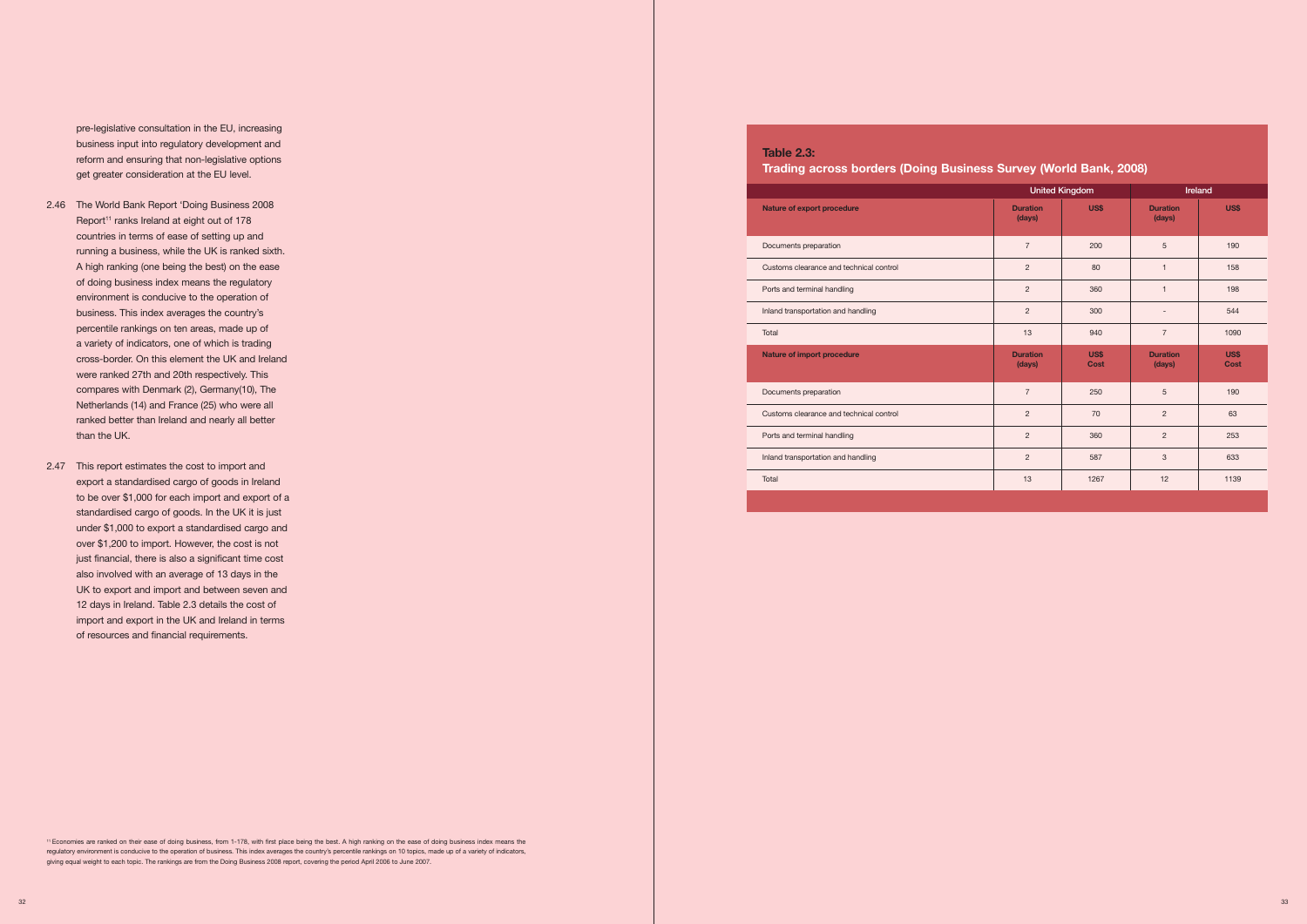pre-legislative consultation in the EU, increasing business input into regulatory development and reform and ensuring that non-legislative options get greater consideration at the EU level.

2.46 The World Bank Report 'Doing Business 2008 Report'[11] ranks Ireland at eight out of 178 countries in terms of ease of setting up and running a business, while the UK is ranked sixth. A high ranking (one being the best) on the ease of doing business index means the regulatory environment is conducive to the operation of business. This index averages the country's percentile rankings on ten areas, made up of a variety of indicators, one of which is trading cross-border. On this element the UK and Ireland were ranked 27th and 20th respectively. This compares with Denmark (2), Germany(10), The Netherlands (14) and France (25) who were all ranked better than Ireland and nearly all better than the UK.

2.47 This report estimates the cost to import and export a standardised cargo of goods in Ireland to be over $1,000 for each import and export of a standardised cargo of goods. In the UK it is just under $1,000 to export a standardised cargo and over $1,200 to import. However, the cost is not just financial, there is also a significant time cost also involved with an average of 13 days in the UK to export and import and between seven and 12 days in Ireland. Table 2.3 details the cost of import and export in the UK and Ireland in terms of resources and financial requirements.

[11] Economies are ranked on their ease of doing business, from 1-178, with first place being the best. A high ranking on the ease of doing business index means the regulatory environment is conducive to the operation of business. This index averages the country's percentile rankings on 10 topics, made up of a variety of indicators, giving equal weight to each topic. The rankings are from the Doing Business 2008 report, covering the period April 2006 to June 2007.

### Table 2.3: Trading across borders (Doing Business Survey (World Bank, 2008)

| | United Kingdom | | Ireland | |
|---|---|---|---|---|
| **Nature of export procedure** | **Duration (days)** | **US$** | **Duration (days)** | **US$** |
| Documents preparation | 7 | 200 | 5 | 190 |
| Customs clearance and technical control | 2 | 80 | 1 | 158 |
| Ports and terminal handling | 2 | 360 | 1 | 198 |
| Inland transportation and handling | 2 | 300 | - | 544 |
| Total | 13 | 940 | 7 | 1090 |
| **Nature of import procedure** | **Duration (days)** | **US$ Cost** | **Duration (days)** | **US$ Cost** |
| Documents preparation | 7 | 250 | 5 | 190 |
| Customs clearance and technical control | 2 | 70 | 2 | 63 |
| Ports and terminal handling | 2 | 360 | 2 | 253 |
| Inland transportation and handling | 2 | 587 | 3 | 633 |
| Total | 13 | 1267 | 12 | 1139 |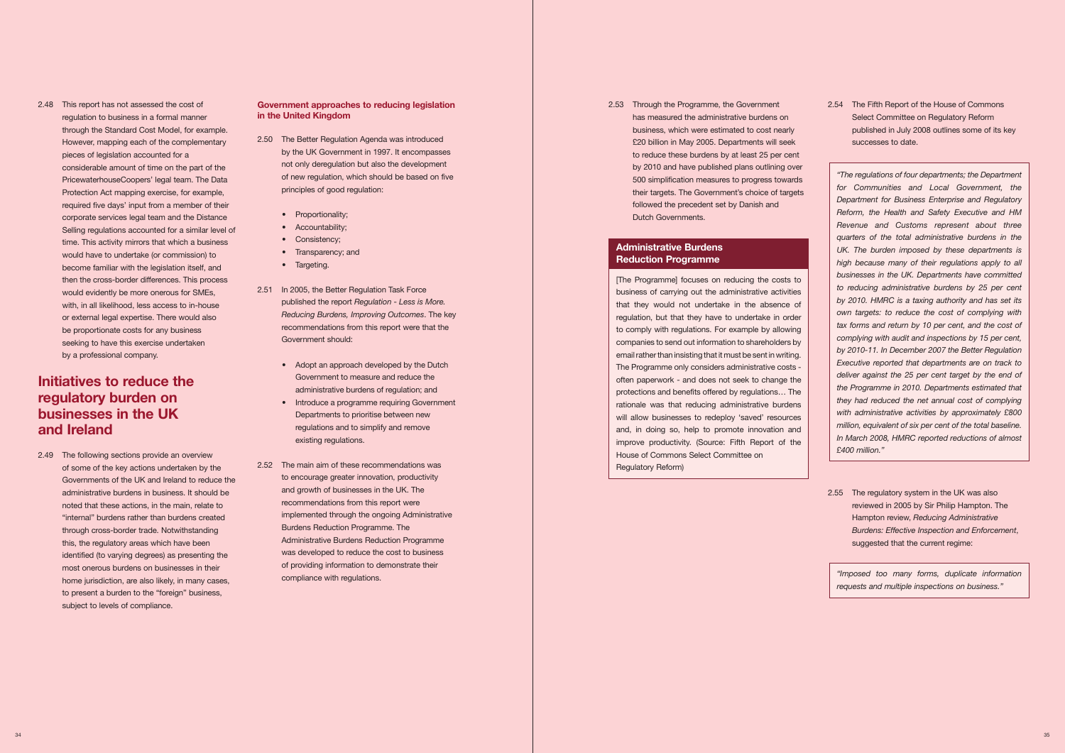2.48 This report has not assessed the cost of regulation to business in a formal manner through the Standard Cost Model, for example. However, mapping each of the complementary pieces of legislation accounted for a considerable amount of time on the part of the PricewaterhouseCoopers' legal team. The Data Protection Act mapping exercise, for example, required five days' input from a member of their corporate services legal team and the Distance Selling regulations accounted for a similar level of time. This activity mirrors that which a business would have to undertake (or commission) to become familiar with the legislation itself, and then the cross-border differences. This process would evidently be more onerous for SMEs, with, in all likelihood, less access to in-house or external legal expertise. There would also be proportionate costs for any business seeking to have this exercise undertaken by a professional company.

## Initiatives to reduce the regulatory burden on businesses in the UK and Ireland

2.49 The following sections provide an overview of some of the key actions undertaken by the Governments of the UK and Ireland to reduce the administrative burdens in business. It should be noted that these actions, in the main, relate to "internal" burdens rather than burdens created through cross-border trade. Notwithstanding this, the regulatory areas which have been identified (to varying degrees) as presenting the most onerous burdens on businesses in their home jurisdiction, are also likely, in many cases, to present a burden to the "foreign" business, subject to levels of compliance.

### Government approaches to reducing legislation in the United Kingdom

2.50 The Better Regulation Agenda was introduced by the UK Government in 1997. It encompasses not only deregulation but also the development of new regulation, which should be based on five principles of good regulation:

- Proportionality;
- Accountability;
- Consistency;
- Transparency; and
- Targeting.

2.51 In 2005, the Better Regulation Task Force published the report *Regulation - Less is More. Reducing Burdens, Improving Outcomes*. The key recommendations from this report were that the Government should:

- Adopt an approach developed by the Dutch Government to measure and reduce the administrative burdens of regulation; and
- Introduce a programme requiring Government Departments to prioritise between new regulations and to simplify and remove existing regulations.

2.52 The main aim of these recommendations was to encourage greater innovation, productivity and growth of businesses in the UK. The recommendations from this report were implemented through the ongoing Administrative Burdens Reduction Programme. The Administrative Burdens Reduction Programme was developed to reduce the cost to business of providing information to demonstrate their compliance with regulations.

2.53 Through the Programme, the Government has measured the administrative burdens on business, which were estimated to cost nearly £20 billion in May 2005. Departments will seek to reduce these burdens by at least 25 per cent by 2010 and have published plans outlining over 500 simplification measures to progress towards their targets. The Government's choice of targets followed the precedent set by Danish and Dutch Governments.

**Administrative Burdens Reduction Programme**

[The Programme] focuses on reducing the costs to business of carrying out the administrative activities that they would not undertake in the absence of regulation, but that they have to undertake in order to comply with regulations. For example by allowing companies to send out information to shareholders by email rather than insisting that it must be sent in writing. The Programme only considers administrative costs - often paperwork - and does not seek to change the protections and benefits offered by regulations… The rationale was that reducing administrative burdens will allow businesses to redeploy 'saved' resources and, in doing so, help to promote innovation and improve productivity. (Source: Fifth Report of the House of Commons Select Committee on Regulatory Reform)

2.54 The Fifth Report of the House of Commons Select Committee on Regulatory Reform published in July 2008 outlines some of its key successes to date.

*"The regulations of four departments; the Department for Communities and Local Government, the Department for Business Enterprise and Regulatory Reform, the Health and Safety Executive and HM Revenue and Customs represent about three quarters of the total administrative burdens in the UK. The burden imposed by these departments is high because many of their regulations apply to all businesses in the UK. Departments have committed to reducing administrative burdens by 25 per cent by 2010. HMRC is a taxing authority and has set its own targets: to reduce the cost of complying with tax forms and return by 10 per cent, and the cost of complying with audit and inspections by 15 per cent, by 2010-11. In December 2007 the Better Regulation Executive reported that departments are on track to deliver against the 25 per cent target by the end of the Programme in 2010. Departments estimated that they had reduced the net annual cost of complying with administrative activities by approximately £800 million, equivalent of six per cent of the total baseline. In March 2008, HMRC reported reductions of almost £400 million."*

2.55 The regulatory system in the UK was also reviewed in 2005 by Sir Philip Hampton. The Hampton review, *Reducing Administrative Burdens: Effective Inspection and Enforcement*, suggested that the current regime:

*"Imposed too many forms, duplicate information requests and multiple inspections on business."*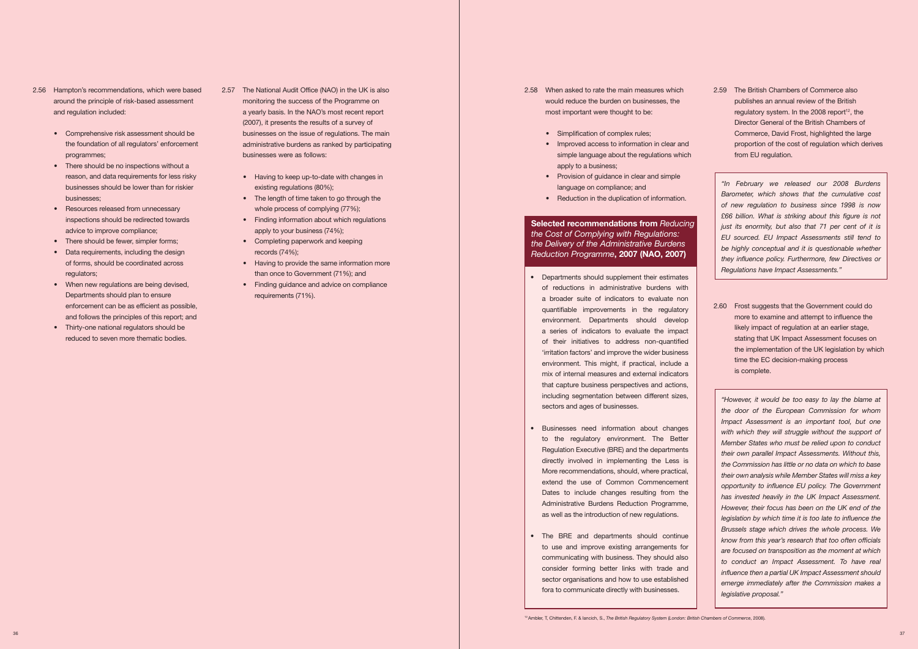2.56 Hampton's recommendations, which were based around the principle of risk-based assessment and regulation included:

- Comprehensive risk assessment should be the foundation of all regulators' enforcement programmes;
- There should be no inspections without a reason, and data requirements for less risky businesses should be lower than for riskier businesses;
- Resources released from unnecessary inspections should be redirected towards advice to improve compliance;
- There should be fewer, simpler forms;
- Data requirements, including the design of forms, should be coordinated across regulators;
- When new regulations are being devised, Departments should plan to ensure enforcement can be as efficient as possible, and follows the principles of this report; and
- Thirty-one national regulators should be reduced to seven more thematic bodies.

2.57 The National Audit Office (NAO) in the UK is also monitoring the success of the Programme on a yearly basis. In the NAO's most recent report (2007), it presents the results of a survey of businesses on the issue of regulations. The main administrative burdens as ranked by participating businesses were as follows:

- Having to keep up-to-date with changes in existing regulations (80%);
- The length of time taken to go through the whole process of complying (77%);
- Finding information about which regulations apply to your business (74%);
- Completing paperwork and keeping records (74%);
- Having to provide the same information more than once to Government (71%); and
- Finding guidance and advice on compliance requirements (71%).

2.58 When asked to rate the main measures which would reduce the burden on businesses, the most important were thought to be:

- Simplification of complex rules;
- Improved access to information in clear and simple language about the regulations which apply to a business;
- Provision of guidance in clear and simple language on compliance; and
- Reduction in the duplication of information.

**Selected recommendations from *Reducing the Cost of Complying with Regulations: the Delivery of the Administrative Burdens Reduction Programme*, 2007 (NAO, 2007)**

- Departments should supplement their estimates of reductions in administrative burdens with a broader suite of indicators to evaluate non quantifiable improvements in the regulatory environment. Departments should develop a series of indicators to evaluate the impact of their initiatives to address non-quantified 'irritation factors' and improve the wider business environment. This might, if practical, include a mix of internal measures and external indicators that capture business perspectives and actions, including segmentation between different sizes, sectors and ages of businesses.

- Businesses need information about changes to the regulatory environment. The Better Regulation Executive (BRE) and the departments directly involved in implementing the Less is More recommendations, should, where practical, extend the use of Common Commencement Dates to include changes resulting from the Administrative Burdens Reduction Programme, as well as the introduction of new regulations.

- The BRE and departments should continue to use and improve existing arrangements for communicating with business. They should also consider forming better links with trade and sector organisations and how to use established fora to communicate directly with businesses.

2.59 The British Chambers of Commerce also publishes an annual review of the British regulatory system. In the 2008 report[12], the Director General of the British Chambers of Commerce, David Frost, highlighted the large proportion of the cost of regulation which derives from EU regulation.

*"In February we released our 2008 Burdens Barometer, which shows that the cumulative cost of new regulation to business since 1998 is now £66 billion. What is striking about this figure is not just its enormity, but also that 71 per cent of it is EU sourced. EU Impact Assessments still tend to be highly conceptual and it is questionable whether they influence policy. Furthermore, few Directives or Regulations have Impact Assessments."*

2.60 Frost suggests that the Government could do more to examine and attempt to influence the likely impact of regulation at an earlier stage, stating that UK Impact Assessment focuses on the implementation of the UK legislation by which time the EC decision-making process is complete.

*"However, it would be too easy to lay the blame at the door of the European Commission for whom Impact Assessment is an important tool, but one with which they will struggle without the support of Member States who must be relied upon to conduct their own parallel Impact Assessments. Without this, the Commission has little or no data on which to base their own analysis while Member States will miss a key opportunity to influence EU policy. The Government has invested heavily in the UK Impact Assessment. However, their focus has been on the UK end of the legislation by which time it is too late to influence the Brussels stage which drives the whole process. We know from this year's research that too often officials are focused on transposition as the moment at which to conduct an Impact Assessment. To have real influence then a partial UK Impact Assessment should emerge immediately after the Commission makes a legislative proposal."*

[12] Ambler, T., Chittenden, F. & Iancich, S., *The British Regulatory System* (London: *British Chambers of Commerce*, 2008).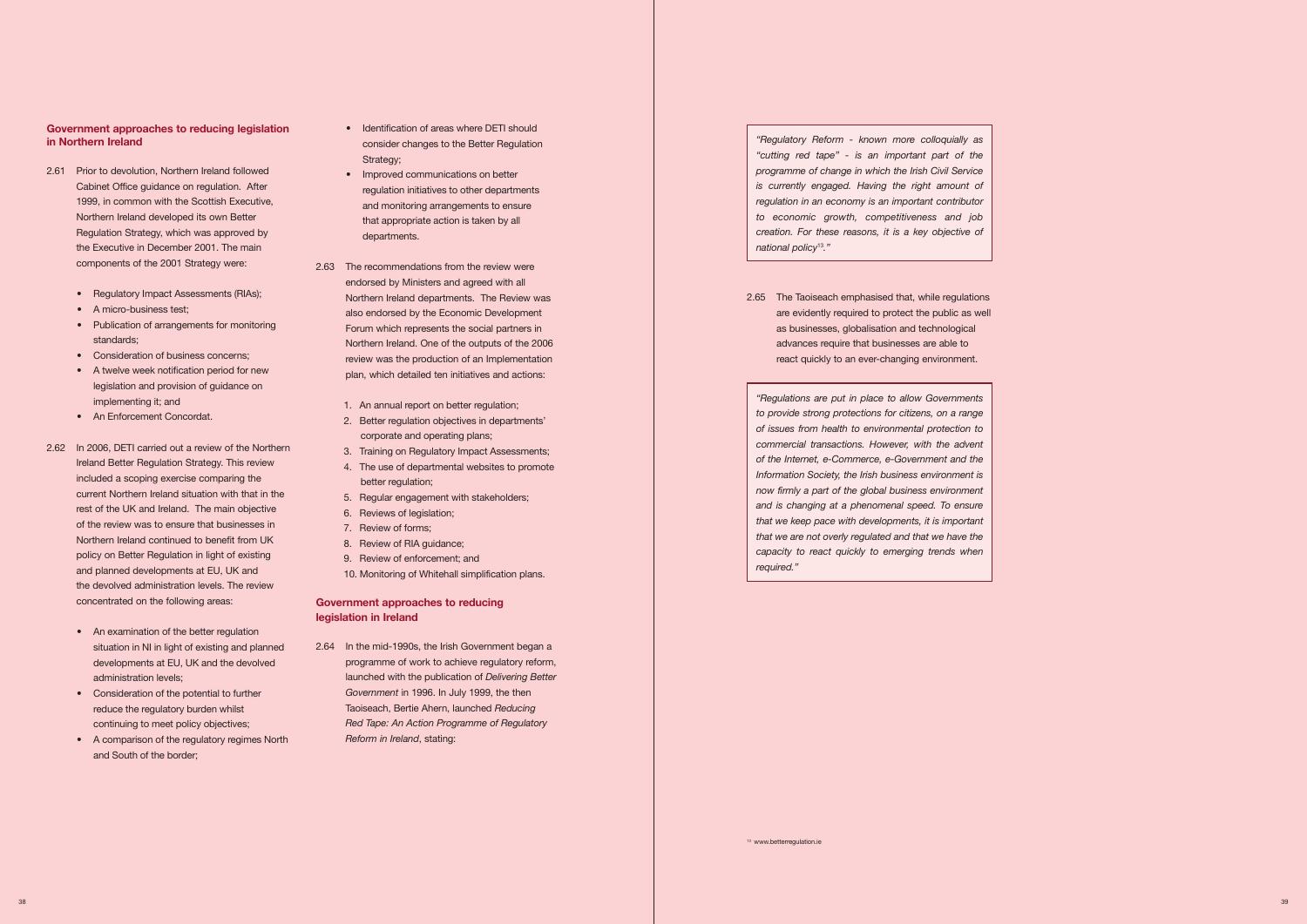## Government approaches to reducing legislation in Northern Ireland

2.61 Prior to devolution, Northern Ireland followed Cabinet Office guidance on regulation. After 1999, in common with the Scottish Executive, Northern Ireland developed its own Better Regulation Strategy, which was approved by the Executive in December 2001. The main components of the 2001 Strategy were:

- Regulatory Impact Assessments (RIAs);
- A micro-business test;
- Publication of arrangements for monitoring standards;
- Consideration of business concerns;
- A twelve week notification period for new legislation and provision of guidance on implementing it; and
- An Enforcement Concordat.

2.62 In 2006, DETI carried out a review of the Northern Ireland Better Regulation Strategy. This review included a scoping exercise comparing the current Northern Ireland situation with that in the rest of the UK and Ireland. The main objective of the review was to ensure that businesses in Northern Ireland continued to benefit from UK policy on Better Regulation in light of existing and planned developments at EU, UK and the devolved administration levels. The review concentrated on the following areas:

- An examination of the better regulation situation in NI in light of existing and planned developments at EU, UK and the devolved administration levels;
- Consideration of the potential to further reduce the regulatory burden whilst continuing to meet policy objectives;
- A comparison of the regulatory regimes North and South of the border;
- Identification of areas where DETI should consider changes to the Better Regulation Strategy;
- Improved communications on better regulation initiatives to other departments and monitoring arrangements to ensure that appropriate action is taken by all departments.

2.63 The recommendations from the review were endorsed by Ministers and agreed with all Northern Ireland departments. The Review was also endorsed by the Economic Development Forum which represents the social partners in Northern Ireland. One of the outputs of the 2006 review was the production of an Implementation plan, which detailed ten initiatives and actions:

1. An annual report on better regulation;
2. Better regulation objectives in departments' corporate and operating plans;
3. Training on Regulatory Impact Assessments;
4. The use of departmental websites to promote better regulation;
5. Regular engagement with stakeholders;
6. Reviews of legislation;
7. Review of forms;
8. Review of RIA guidance;
9. Review of enforcement; and
10. Monitoring of Whitehall simplification plans.

## Government approaches to reducing legislation in Ireland

2.64 In the mid-1990s, the Irish Government began a programme of work to achieve regulatory reform, launched with the publication of *Delivering Better Government* in 1996. In July 1999, the then Taoiseach, Bertie Ahern, launched *Reducing Red Tape: An Action Programme of Regulatory Reform in Ireland*, stating:

> *"Regulatory Reform - known more colloquially as "cutting red tape" - is an important part of the programme of change in which the Irish Civil Service is currently engaged. Having the right amount of regulation in an economy is an important contributor to economic growth, competitiveness and job creation. For these reasons, it is a key objective of national policy[13]."*

2.65 The Taoiseach emphasised that, while regulations are evidently required to protect the public as well as businesses, globalisation and technological advances require that businesses are able to react quickly to an ever-changing environment.

> *"Regulations are put in place to allow Governments to provide strong protections for citizens, on a range of issues from health to environmental protection to commercial transactions. However, with the advent of the Internet, e-Commerce, e-Government and the Information Society, the Irish business environment is now firmly a part of the global business environment and is changing at a phenomenal speed. To ensure that we keep pace with developments, it is important that we are not overly regulated and that we have the capacity to react quickly to emerging trends when required."*

[13] www.betterregulation.ie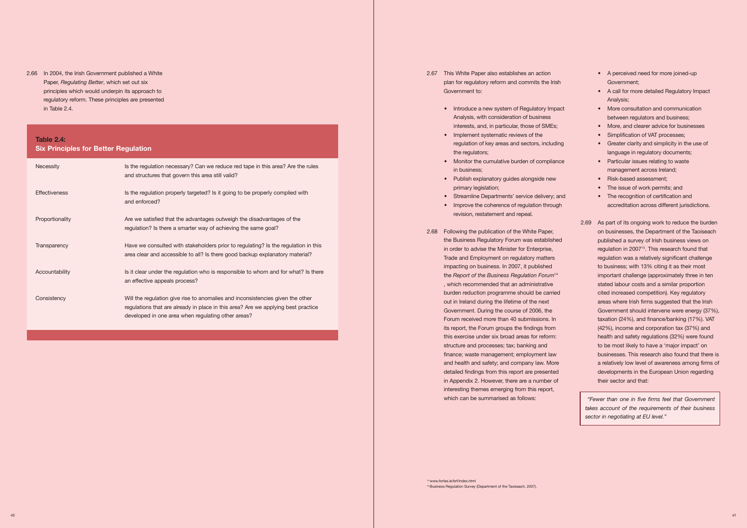2.66 In 2004, the Irish Government published a White Paper, *Regulating Better*, which set out six principles which would underpin its approach to regulatory reform. These principles are presented in Table 2.4.

**Table 2.4: Six Principles for Better Regulation**

| Principle | Description |
| --- | --- |
| Necessity | Is the regulation necessary? Can we reduce red tape in this area? Are the rules and structures that govern this area still valid? |
| Effectiveness | Is the regulation properly targeted? Is it going to be properly complied with and enforced? |
| Proportionality | Are we satisfied that the advantages outweigh the disadvantages of the regulation? Is there a smarter way of achieving the same goal? |
| Transparency | Have we consulted with stakeholders prior to regulating? Is the regulation in this area clear and accessible to all? Is there good backup explanatory material? |
| Accountability | Is it clear under the regulation who is responsible to whom and for what? Is there an effective appeals process? |
| Consistency | Will the regulation give rise to anomalies and inconsistencies given the other regulations that are already in place in this area? Are we applying best practice developed in one area when regulating other areas? |

2.67 This White Paper also establishes an action plan for regulatory reform and commits the Irish Government to:

- Introduce a new system of Regulatory Impact Analysis, with consideration of business interests, and, in particular, those of SMEs;
- Implement systematic reviews of the regulation of key areas and sectors, including the regulators;
- Monitor the cumulative burden of compliance in business;
- Publish explanatory guides alongside new primary legislation;
- Streamline Departments' service delivery; and
- Improve the coherence of regulation through revision, restatement and repeal.

2.68 Following the publication of the White Paper, the Business Regulatory Forum was established in order to advise the Minister for Enterprise, Trade and Employment on regulatory matters impacting on business. In 2007, it published the *Report of the Business Regulation Forum*[14], which recommended that an administrative burden reduction programme should be carried out in Ireland during the lifetime of the next Government. During the course of 2006, the Forum received more than 40 submissions. In its report, the Forum groups the findings from this exercise under six broad areas for reform: structure and processes; tax; banking and finance; waste management; employment law and health and safety; and company law. More detailed findings from this report are presented in Appendix 2. However, there are a number of interesting themes emerging from this report, which can be summarised as follows:

- A perceived need for more joined-up Government;
- A call for more detailed Regulatory Impact Analysis;
- More consultation and communication between regulators and business;
- More, and clearer advice for businesses
- Simplification of VAT processes;
- Greater clarity and simplicity in the use of language in regulatory documents;
- Particular issues relating to waste management across Ireland;
- Risk-based assessment;
- The issue of work permits; and
- The recognition of certification and accreditation across different jurisdictions.

2.69 As part of its ongoing work to reduce the burden on businesses, the Department of the Taoiseach published a survey of Irish business views on regulation in 2007[15]. This research found that regulation was a relatively significant challenge to business; with 13% citing it as their most important challenge (approximately three in ten stated labour costs and a similar proportion cited increased competition). Key regulatory areas where Irish firms suggested that the Irish Government should intervene were energy (37%), taxation (24%), and finance/banking (17%). VAT (42%), income and corporation tax (37%) and health and safety regulations (32%) were found to be most likely to have a 'major impact' on businesses. This research also found that there is a relatively low level of awareness among firms of developments in the European Union regarding their sector and that:

> *"Fewer than one in five firms feel that Government takes account of the requirements of their business sector in negotiating at EU level."*

[14] www.forfas.ie/brf/index.html
[15] Business Regulation Survey (Department of the Taoiseach, 2007).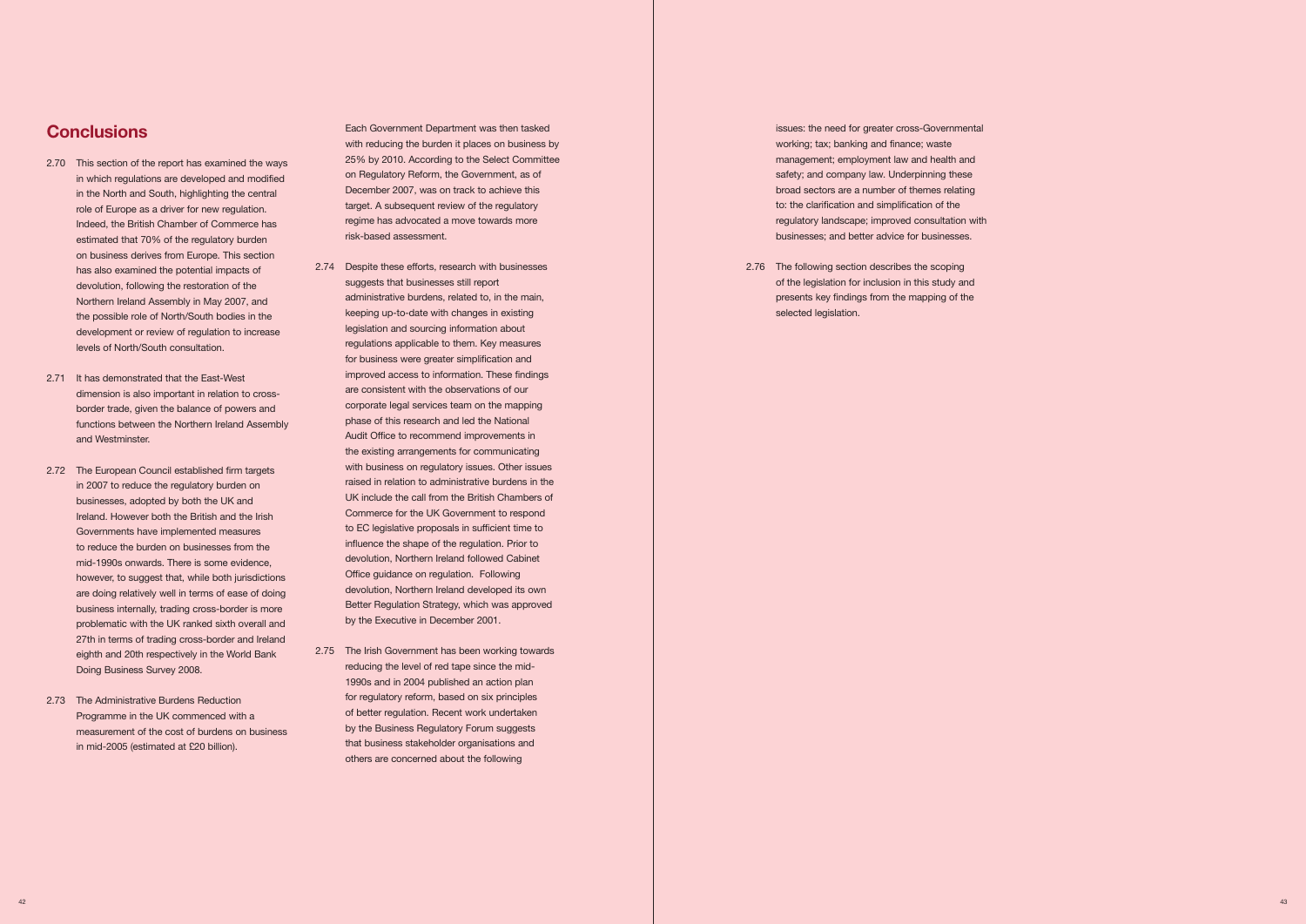## Conclusions

2.70 This section of the report has examined the ways in which regulations are developed and modified in the North and South, highlighting the central role of Europe as a driver for new regulation. Indeed, the British Chamber of Commerce has estimated that 70% of the regulatory burden on business derives from Europe. This section has also examined the potential impacts of devolution, following the restoration of the Northern Ireland Assembly in May 2007, and the possible role of North/South bodies in the development or review of regulation to increase levels of North/South consultation.

2.71 It has demonstrated that the East-West dimension is also important in relation to cross-border trade, given the balance of powers and functions between the Northern Ireland Assembly and Westminster.

2.72 The European Council established firm targets in 2007 to reduce the regulatory burden on businesses, adopted by both the UK and Ireland. However both the British and the Irish Governments have implemented measures to reduce the burden on businesses from the mid-1990s onwards. There is some evidence, however, to suggest that, while both jurisdictions are doing relatively well in terms of ease of doing business internally, trading cross-border is more problematic with the UK ranked sixth overall and 27th in terms of trading cross-border and Ireland eighth and 20th respectively in the World Bank Doing Business Survey 2008.

2.73 The Administrative Burdens Reduction Programme in the UK commenced with a measurement of the cost of burdens on business in mid-2005 (estimated at £20 billion). Each Government Department was then tasked with reducing the burden it places on business by 25% by 2010. According to the Select Committee on Regulatory Reform, the Government, as of December 2007, was on track to achieve this target. A subsequent review of the regulatory regime has advocated a move towards more risk-based assessment.

2.74 Despite these efforts, research with businesses suggests that businesses still report administrative burdens, related to, in the main, keeping up-to-date with changes in existing legislation and sourcing information about regulations applicable to them. Key measures for business were greater simplification and improved access to information. These findings are consistent with the observations of our corporate legal services team on the mapping phase of this research and led the National Audit Office to recommend improvements in the existing arrangements for communicating with business on regulatory issues. Other issues raised in relation to administrative burdens in the UK include the call from the British Chambers of Commerce for the UK Government to respond to EC legislative proposals in sufficient time to influence the shape of the regulation. Prior to devolution, Northern Ireland followed Cabinet Office guidance on regulation. Following devolution, Northern Ireland developed its own Better Regulation Strategy, which was approved by the Executive in December 2001.

2.75 The Irish Government has been working towards reducing the level of red tape since the mid-1990s and in 2004 published an action plan for regulatory reform, based on six principles of better regulation. Recent work undertaken by the Business Regulatory Forum suggests that business stakeholder organisations and others are concerned about the following issues: the need for greater cross-Governmental working; tax; banking and finance; waste management; employment law and health and safety; and company law. Underpinning these broad sectors are a number of themes relating to: the clarification and simplification of the regulatory landscape; improved consultation with businesses; and better advice for businesses.

2.76 The following section describes the scoping of the legislation for inclusion in this study and presents key findings from the mapping of the selected legislation.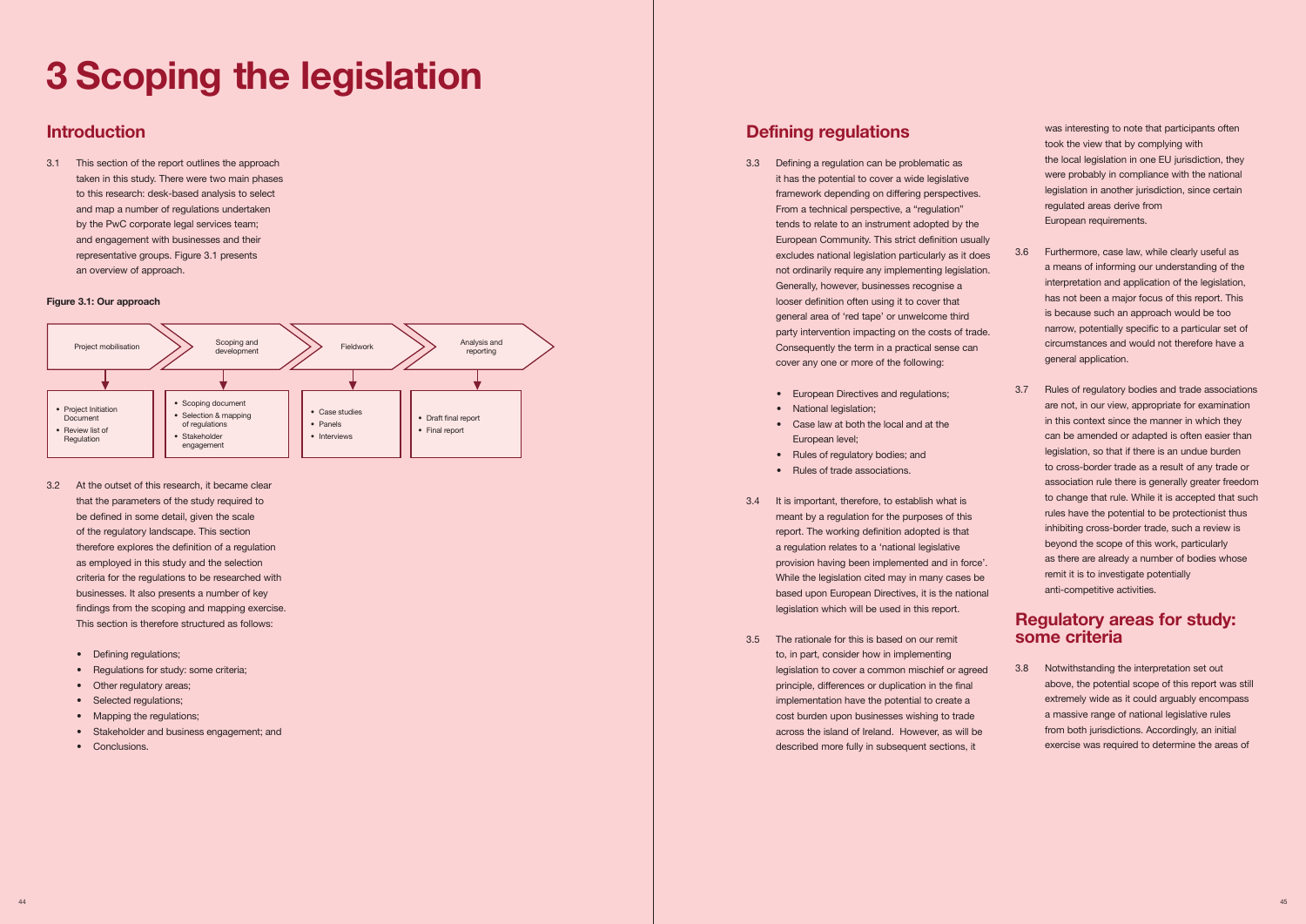# 3 Scoping the legislation

## Introduction

3.1 This section of the report outlines the approach taken in this study. There were two main phases to this research: desk-based analysis to select and map a number of regulations undertaken by the PwC corporate legal services team; and engagement with businesses and their representative groups. Figure 3.1 presents an overview of approach.

**Figure 3.1: Our approach**

| Project mobilisation | Scoping and development | Fieldwork | Analysis and reporting |
|---|---|---|---|
| • Project Initiation Document<br>• Review list of Regulation | • Scoping document<br>• Selection & mapping of regulations<br>• Stakeholder engagement | • Case studies<br>• Panels<br>• Interviews | • Draft final report<br>• Final report |

3.2 At the outset of this research, it became clear that the parameters of the study required to be defined in some detail, given the scale of the regulatory landscape. This section therefore explores the definition of a regulation as employed in this study and the selection criteria for the regulations to be researched with businesses. It also presents a number of key findings from the scoping and mapping exercise. This section is therefore structured as follows:

- Defining regulations;
- Regulations for study: some criteria;
- Other regulatory areas;
- Selected regulations;
- Mapping the regulations;
- Stakeholder and business engagement; and
- Conclusions.

## Defining regulations

3.3 Defining a regulation can be problematic as it has the potential to cover a wide legislative framework depending on differing perspectives. From a technical perspective, a "regulation" tends to relate to an instrument adopted by the European Community. This strict definition usually excludes national legislation particularly as it does not ordinarily require any implementing legislation. Generally, however, businesses recognise a looser definition often using it to cover that general area of 'red tape' or unwelcome third party intervention impacting on the costs of trade. Consequently the term in a practical sense can cover any one or more of the following:

- European Directives and regulations;
- National legislation;
- Case law at both the local and at the European level;
- Rules of regulatory bodies; and
- Rules of trade associations.

3.4 It is important, therefore, to establish what is meant by a regulation for the purposes of this report. The working definition adopted is that a regulation relates to a 'national legislative provision having been implemented and in force'. While the legislation cited may in many cases be based upon European Directives, it is the national legislation which will be used in this report.

3.5 The rationale for this is based on our remit to, in part, consider how in implementing legislation to cover a common mischief or agreed principle, differences or duplication in the final implementation have the potential to create a cost burden upon businesses wishing to trade across the island of Ireland. However, as will be described more fully in subsequent sections, it was interesting to note that participants often took the view that by complying with the local legislation in one EU jurisdiction, they were probably in compliance with the national legislation in another jurisdiction, since certain regulated areas derive from European requirements.

3.6 Furthermore, case law, while clearly useful as a means of informing our understanding of the interpretation and application of the legislation, has not been a major focus of this report. This is because such an approach would be too narrow, potentially specific to a particular set of circumstances and would not therefore have a general application.

3.7 Rules of regulatory bodies and trade associations are not, in our view, appropriate for examination in this context since the manner in which they can be amended or adapted is often easier than legislation, so that if there is an undue burden to cross-border trade as a result of any trade or association rule there is generally greater freedom to change that rule. While it is accepted that such rules have the potential to be protectionist thus inhibiting cross-border trade, such a review is beyond the scope of this work, particularly as there are already a number of bodies whose remit it is to investigate potentially anti-competitive activities.

## Regulatory areas for study: some criteria

3.8 Notwithstanding the interpretation set out above, the potential scope of this report was still extremely wide as it could arguably encompass a massive range of national legislative rules from both jurisdictions. Accordingly, an initial exercise was required to determine the areas of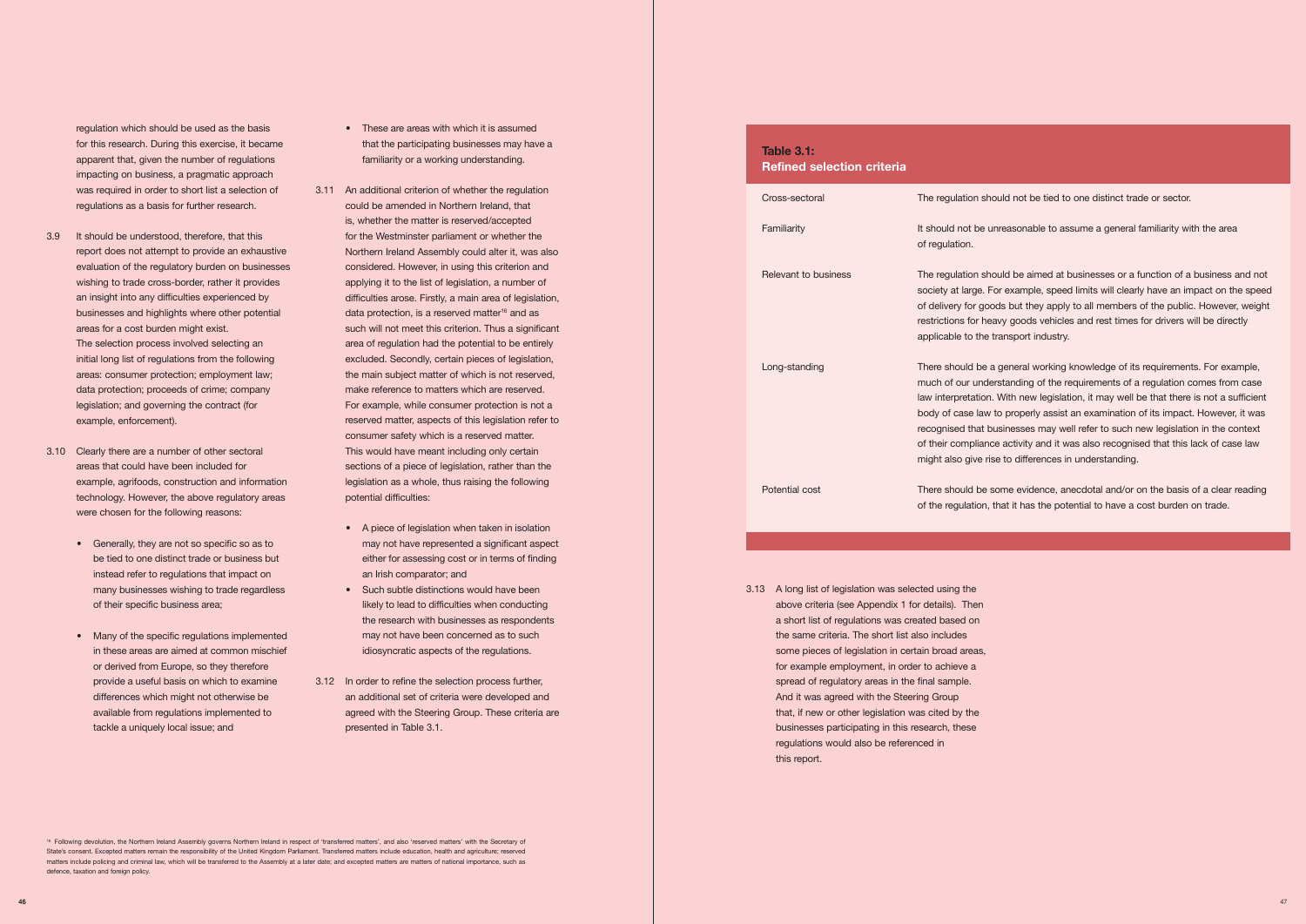regulation which should be used as the basis for this research. During this exercise, it became apparent that, given the number of regulations impacting on business, a pragmatic approach was required in order to short list a selection of regulations as a basis for further research.

3.9 It should be understood, therefore, that this report does not attempt to provide an exhaustive evaluation of the regulatory burden on businesses wishing to trade cross-border, rather it provides an insight into any difficulties experienced by businesses and highlights where other potential areas for a cost burden might exist.
The selection process involved selecting an initial long list of regulations from the following areas: consumer protection; employment law; data protection; proceeds of crime; company legislation; and governing the contract (for example, enforcement).

3.10 Clearly there are a number of other sectoral areas that could have been included for example, agrifoods, construction and information technology. However, the above regulatory areas were chosen for the following reasons:

- Generally, they are not so specific so as to be tied to one distinct trade or business but instead refer to regulations that impact on many businesses wishing to trade regardless of their specific business area;
- Many of the specific regulations implemented in these areas are aimed at common mischief or derived from Europe, so they therefore provide a useful basis on which to examine differences which might not otherwise be available from regulations implemented to tackle a uniquely local issue; and
- These are areas with which it is assumed that the participating businesses may have a familiarity or a working understanding.

3.11 An additional criterion of whether the regulation could be amended in Northern Ireland, that is, whether the matter is reserved/accepted for the Westminster parliament or whether the Northern Ireland Assembly could alter it, was also considered. However, in using this criterion and applying it to the list of legislation, a number of difficulties arose. Firstly, a main area of legislation, data protection, is a reserved matter[16] and as such will not meet this criterion. Thus a significant area of regulation had the potential to be entirely excluded. Secondly, certain pieces of legislation, the main subject matter of which is not reserved, make reference to matters which are reserved. For example, while consumer protection is not a reserved matter, aspects of this legislation refer to consumer safety which is a reserved matter. This would have meant including only certain sections of a piece of legislation, rather than the legislation as a whole, thus raising the following potential difficulties:

- A piece of legislation when taken in isolation may not have represented a significant aspect either for assessing cost or in terms of finding an Irish comparator; and
- Such subtle distinctions would have been likely to lead to difficulties when conducting the research with businesses as respondents may not have been concerned as to such idiosyncratic aspects of the regulations.

3.12 In order to refine the selection process further, an additional set of criteria were developed and agreed with the Steering Group. These criteria are presented in Table 3.1.

**Table 3.1: Refined selection criteria**

| | |
|---|---|
| Cross-sectoral | The regulation should not be tied to one distinct trade or sector. |
| Familiarity | It should not be unreasonable to assume a general familiarity with the area of regulation. |
| Relevant to business | The regulation should be aimed at businesses or a function of a business and not society at large. For example, speed limits will clearly have an impact on the speed of delivery for goods but they apply to all members of the public. However, weight restrictions for heavy goods vehicles and rest times for drivers will be directly applicable to the transport industry. |
| Long-standing | There should be a general working knowledge of its requirements. For example, much of our understanding of the requirements of a regulation comes from case law interpretation. With new legislation, it may well be that there is not a sufficient body of case law to properly assist an examination of its impact. However, it was recognised that businesses may well refer to such new legislation in the context of their compliance activity and it was also recognised that this lack of case law might also give rise to differences in understanding. |
| Potential cost | There should be some evidence, anecdotal and/or on the basis of a clear reading of the regulation, that it has the potential to have a cost burden on trade. |

3.13 A long list of legislation was selected using the above criteria (see Appendix 1 for details). Then a short list of regulations was created based on the same criteria. The short list also includes some pieces of legislation in certain broad areas, for example employment, in order to achieve a spread of regulatory areas in the final sample. And it was agreed with the Steering Group that, if new or other legislation was cited by the businesses participating in this research, these regulations would also be referenced in this report.

[16] Following devolution, the Northern Ireland Assembly governs Northern Ireland in respect of 'transferred matters', and also 'reserved matters' with the Secretary of State's consent. Excepted matters remain the responsibility of the United Kingdom Parliament. Transferred matters include education, health and agriculture; reserved matters include policing and criminal law, which will be transferred to the Assembly at a later date; and excepted matters are matters of national importance, such as defence, taxation and foreign policy.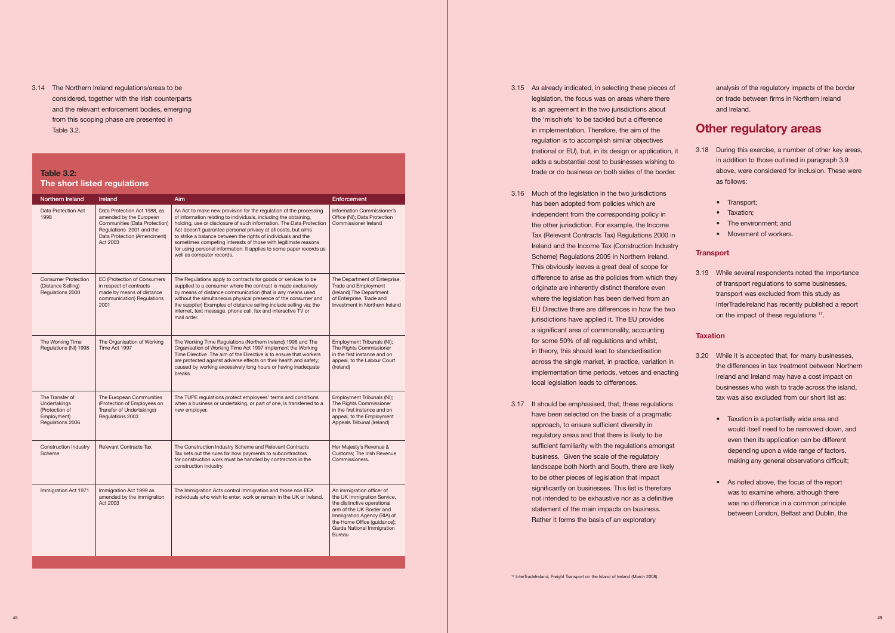3.14 The Northern Ireland regulations/areas to be considered, together with the Irish counterparts and the relevant enforcement bodies, emerging from this scoping phase are presented in Table 3.2.

**Table 3.2: The short listed regulations**

| Northern Ireland | Ireland | Aim | Enforcement |
|---|---|---|---|
| Data Protection Act 1998 | Data Protection Act 1988, as amended by the European Communities (Data Protection) Regulations 2001 and the Data Protection (Amendment) Act 2003 | An Act to make new provision for the regulation of the processing of information relating to individuals, including the obtaining, holding, use or disclosure of such information. The Data Protection Act doesn't guarantee personal privacy at all costs, but aims to strike a balance between the rights of individuals and the sometimes competing interests of those with legitimate reasons for using personal information. It applies to some paper records as well as computer records. | Information Commissioner's Office (NI); Data Protection Commissioner Ireland |
| Consumer Protection (Distance Selling) Regulations 2000 | EC (Protection of Consumers in respect of contracts made by means of distance communication) Regulations 2001 | The Regulations apply to contracts for goods or services to be supplied to a consumer where the contract is made exclusively by means of distance communication (that is any means used without the simultaneous physical presence of the consumer and the supplier) Examples of distance selling include selling via: the internet, text message, phone call, fax and interactive TV or mail order. | The Department of Enterprise, Trade and Employment (Ireland) The Department of Enterprise, Trade and Investment in Northern Ireland |
| The Working Time Regulations (NI) 1998 | The Organisation of Working Time Act 1997 | The Working Time Regulations (Northern Ireland) 1998 and The Organisation of Working Time Act 1997 implement the Working Time Directive .The aim of the Directive is to ensure that workers are protected against adverse effects on their health and safety; caused by working excessively long hours or having inadequate breaks. | Employment Tribunals (NI); The Rights Commissioner in the first instance and on appeal, to the Labour Court (Ireland) |
| The Transfer of Undertakings (Protection of Employment) Regulations 2006 | The European Communities (Protection of Employees on Transfer of Undertakings) Regulations 2003 | The TUPE regulations protect employees' terms and conditions when a business or undertaking, or part of one, is transferred to a new employer. | Employment Tribunals (NI); The Rights Commissioner in the first instance and on appeal, to the Employment Appeals Tribunal (Ireland) |
| Construction Industry Scheme | Relevant Contracts Tax | The Construction Industry Scheme and Relevant Contracts Tax sets out the rules for how payments to subcontractors for construction work must be handled by contractors in the construction industry. | Her Majesty's Revenue & Customs; The Irish Revenue Commissioners. |
| Immigration Act 1971 | Immigration Act 1999 as amended by the Immigration Act 2003 | The Immigration Acts control immigration and those non EEA individuals who wish to enter, work or remain in the UK or Ireland. | An immigration officer of the UK Immigration Service, the distinctive operational arm of the UK Border and Immigration Agency (BIA) of the Home Office (guidance); Garda National Immigration Bureau |

3.15 As already indicated, in selecting these pieces of legislation, the focus was on areas where there is an agreement in the two jurisdictions about the 'mischiefs' to be tackled but a difference in implementation. Therefore, the aim of the regulation is to accomplish similar objectives (national or EU), but, in its design or application, it adds a substantial cost to businesses wishing to trade or do business on both sides of the border.

3.16 Much of the legislation in the two jurisdictions has been adopted from policies which are independent from the corresponding policy in the other jurisdiction. For example, the Income Tax (Relevant Contracts Tax) Regulations 2000 in Ireland and the Income Tax (Construction Industry Scheme) Regulations 2005 in Northern Ireland. This obviously leaves a great deal of scope for difference to arise as the policies from which they originate are inherently distinct therefore even where the legislation has been derived from an EU Directive there are differences in how the two jurisdictions have applied it. The EU provides a significant area of commonality, accounting for some 50% of all regulations and whilst, in theory, this should lead to standardisation across the single market, in practice, variation in implementation time periods, vetoes and enacting local legislation leads to differences.

3.17 It should be emphasised, that, these regulations have been selected on the basis of a pragmatic approach, to ensure sufficient diversity in regulatory areas and that there is likely to be sufficient familiarity with the regulations amongst business. Given the scale of the regulatory landscape both North and South, there are likely to be other pieces of legislation that impact significantly on businesses. This list is therefore not intended to be exhaustive nor as a definitive statement of the main impacts on business. Rather it forms the basis of an exploratory analysis of the regulatory impacts of the border on trade between firms in Northern Ireland and Ireland.

## Other regulatory areas

3.18 During this exercise, a number of other key areas, in addition to those outlined in paragraph 3.9 above, were considered for inclusion. These were as follows:

- Transport;
- Taxation;
- The environment; and
- Movement of workers.

### Transport

3.19 While several respondents noted the importance of transport regulations to some businesses, transport was excluded from this study as InterTradeIreland has recently published a report on the impact of these regulations [17].

### Taxation

3.20 While it is accepted that, for many businesses, the differences in tax treatment between Northern Ireland and Ireland may have a cost impact on businesses who wish to trade across the island, tax was also excluded from our short list as:

- Taxation is a potentially wide area and would itself need to be narrowed down, and even then its application can be different depending upon a wide range of factors, making any general observations difficult;

- As noted above, the focus of the report was to examine where, although there was no difference in a common principle between London, Belfast and Dublin, the

[17] InterTradeIreland, Freight Transport on the Island of Ireland (March 2008).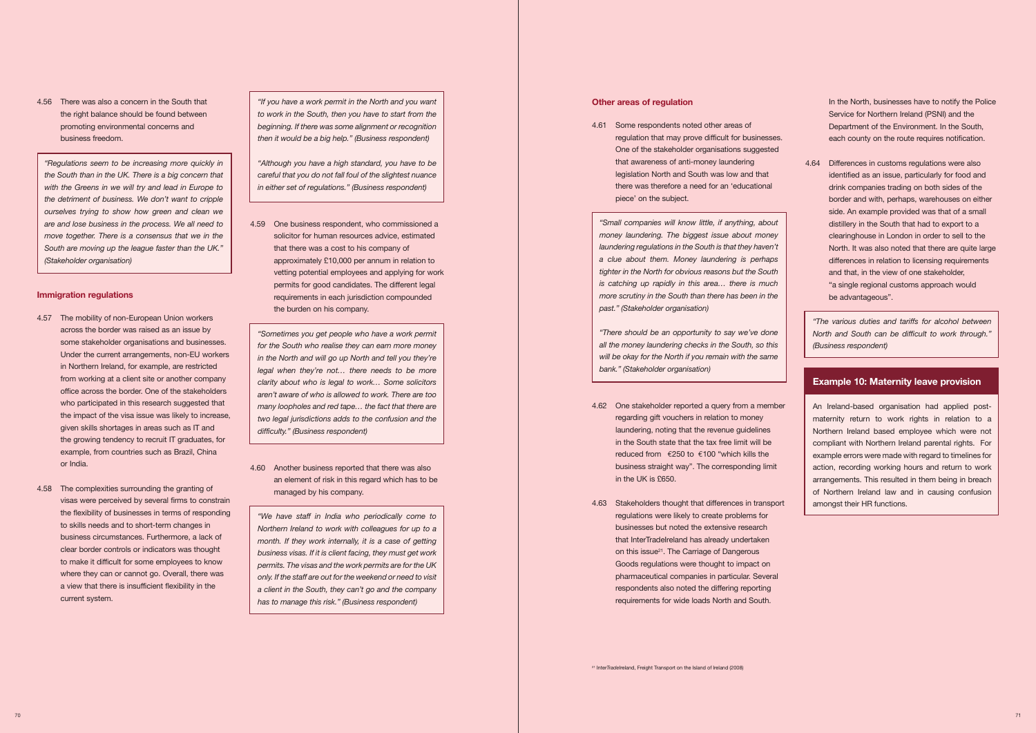4.56 There was also a concern in the South that the right balance should be found between promoting environmental concerns and business freedom.

> *"Regulations seem to be increasing more quickly in the South than in the UK. There is a big concern that with the Greens in we will try and lead in Europe to the detriment of business. We don't want to cripple ourselves trying to show how green and clean we are and lose business in the process. We all need to move together. There is a consensus that we in the South are moving up the league faster than the UK." (Stakeholder organisation)*

## Immigration regulations

4.57 The mobility of non-European Union workers across the border was raised as an issue by some stakeholder organisations and businesses. Under the current arrangements, non-EU workers in Northern Ireland, for example, are restricted from working at a client site or another company office across the border. One of the stakeholders who participated in this research suggested that the impact of the visa issue was likely to increase, given skills shortages in areas such as IT and the growing tendency to recruit IT graduates, for example, from countries such as Brazil, China or India.

4.58 The complexities surrounding the granting of visas were perceived by several firms to constrain the flexibility of businesses in terms of responding to skills needs and to short-term changes in business circumstances. Furthermore, a lack of clear border controls or indicators was thought to make it difficult for some employees to know where they can or cannot go. Overall, there was a view that there is insufficient flexibility in the current system.

> *"If you have a work permit in the North and you want to work in the South, then you have to start from the beginning. If there was some alignment or recognition then it would be a big help." (Business respondent)*
>
> *"Although you have a high standard, you have to be careful that you do not fall foul of the slightest nuance in either set of regulations." (Business respondent)*

4.59 One business respondent, who commissioned a solicitor for human resources advice, estimated that there was a cost to his company of approximately £10,000 per annum in relation to vetting potential employees and applying for work permits for good candidates. The different legal requirements in each jurisdiction compounded the burden on his company.

> *"Sometimes you get people who have a work permit for the South who realise they can earn more money in the North and will go up North and tell you they're legal when they're not… there needs to be more clarity about who is legal to work… Some solicitors aren't aware of who is allowed to work. There are too many loopholes and red tape… the fact that there are two legal jurisdictions adds to the confusion and the difficulty." (Business respondent)*

4.60 Another business reported that there was also an element of risk in this regard which has to be managed by his company.

> *"We have staff in India who periodically come to Northern Ireland to work with colleagues for up to a month. If they work internally, it is a case of getting business visas. If it is client facing, they must get work permits. The visas and the work permits are for the UK only. If the staff are out for the weekend or need to visit a client in the South, they can't go and the company has to manage this risk." (Business respondent)*

## Other areas of regulation

4.61 Some respondents noted other areas of regulation that may prove difficult for businesses. One of the stakeholder organisations suggested that awareness of anti-money laundering legislation North and South was low and that there was therefore a need for an 'educational piece' on the subject.

> *"Small companies will know little, if anything, about money laundering. The biggest issue about money laundering regulations in the South is that they haven't a clue about them. Money laundering is perhaps tighter in the North for obvious reasons but the South is catching up rapidly in this area… there is much more scrutiny in the South than there has been in the past." (Stakeholder organisation)*
>
> *"There should be an opportunity to say we've done all the money laundering checks in the South, so this will be okay for the North if you remain with the same bank." (Stakeholder organisation)*

4.62 One stakeholder reported a query from a member regarding gift vouchers in relation to money laundering, noting that the revenue guidelines in the South state that the tax free limit will be reduced from €250 to €100 "which kills the business straight way". The corresponding limit in the UK is £650.

4.63 Stakeholders thought that differences in transport regulations were likely to create problems for businesses but noted the extensive research that InterTradeIreland has already undertaken on this issue[21]. The Carriage of Dangerous Goods regulations were thought to impact on pharmaceutical companies in particular. Several respondents also noted the differing reporting requirements for wide loads North and South. In the North, businesses have to notify the Police Service for Northern Ireland (PSNI) and the Department of the Environment. In the South, each county on the route requires notification.

4.64 Differences in customs regulations were also identified as an issue, particularly for food and drink companies trading on both sides of the border and with, perhaps, warehouses on either side. An example provided was that of a small distillery in the South that had to export to a clearinghouse in London in order to sell to the North. It was also noted that there are quite large differences in relation to licensing requirements and that, in the view of one stakeholder, "a single regional customs approach would be advantageous".

> *"The various duties and tariffs for alcohol between North and South can be difficult to work through." (Business respondent)*

### Example 10: Maternity leave provision

An Ireland-based organisation had applied post-maternity return to work rights in relation to a Northern Ireland based employee which were not compliant with Northern Ireland parental rights. For example errors were made with regard to timelines for action, recording working hours and return to work arrangements. This resulted in them being in breach of Northern Ireland law and in causing confusion amongst their HR functions.

[21] InterTradeIreland, Freight Transport on the Island of Ireland (2008)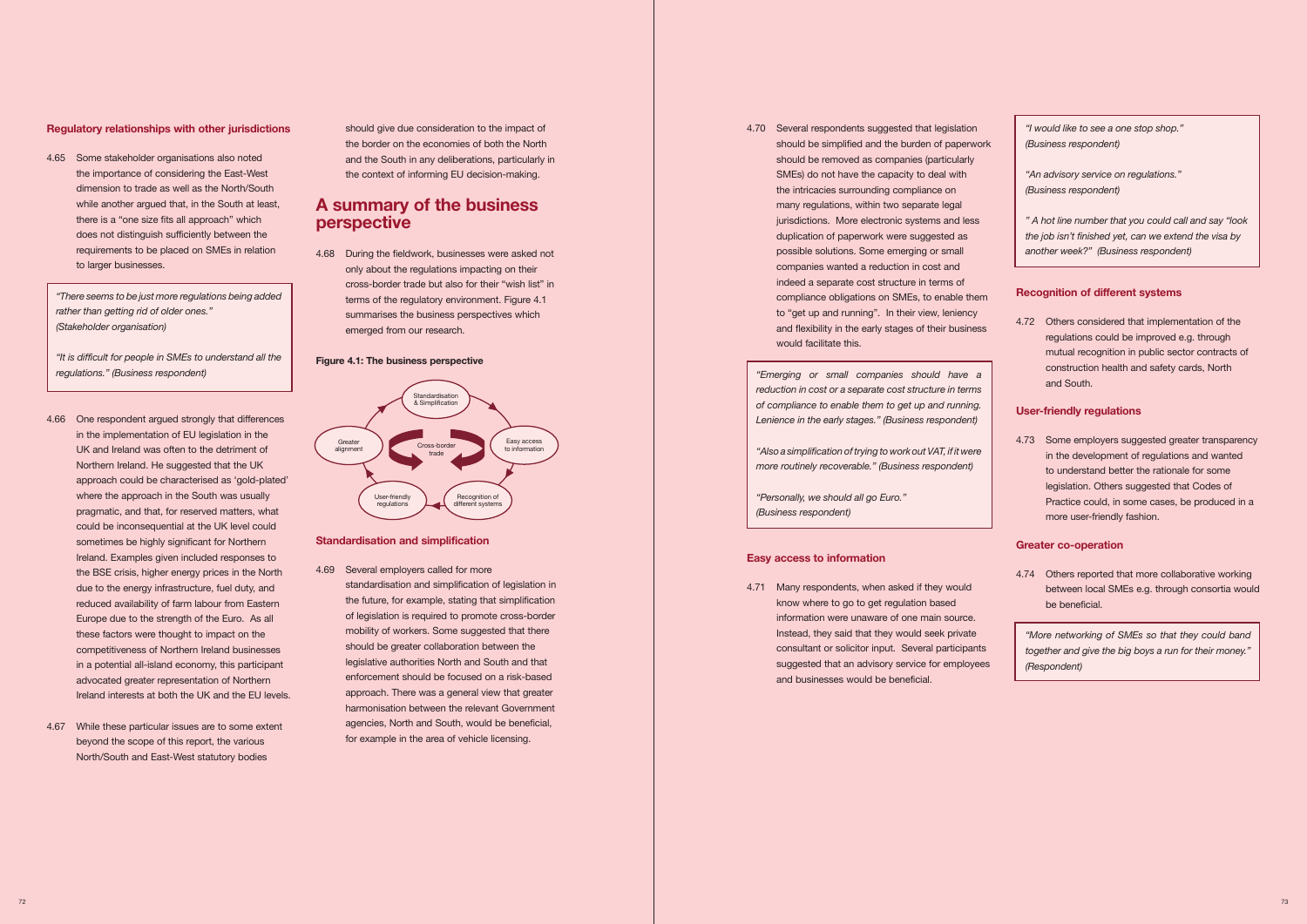### Regulatory relationships with other jurisdictions

4.65 Some stakeholder organisations also noted the importance of considering the East-West dimension to trade as well as the North/South while another argued that, in the South at least, there is a "one size fits all approach" which does not distinguish sufficiently between the requirements to be placed on SMEs in relation to larger businesses.

> *"There seems to be just more regulations being added rather than getting rid of older ones." (Stakeholder organisation)*
>
> *"It is difficult for people in SMEs to understand all the regulations." (Business respondent)*

4.66 One respondent argued strongly that differences in the implementation of EU legislation in the UK and Ireland was often to the detriment of Northern Ireland. He suggested that the UK approach could be characterised as 'gold-plated' where the approach in the South was usually pragmatic, and that, for reserved matters, what could be inconsequential at the UK level could sometimes be highly significant for Northern Ireland. Examples given included responses to the BSE crisis, higher energy prices in the North due to the energy infrastructure, fuel duty, and reduced availability of farm labour from Eastern Europe due to the strength of the Euro. As all these factors were thought to impact on the competitiveness of Northern Ireland businesses in a potential all-island economy, this participant advocated greater representation of Northern Ireland interests at both the UK and the EU levels.

4.67 While these particular issues are to some extent beyond the scope of this report, the various North/South and East-West statutory bodies should give due consideration to the impact of the border on the economies of both the North and the South in any deliberations, particularly in the context of informing EU decision-making.

## A summary of the business perspective

4.68 During the fieldwork, businesses were asked not only about the regulations impacting on their cross-border trade but also for their "wish list" in terms of the regulatory environment. Figure 4.1 summarises the business perspectives which emerged from our research.

**Figure 4.1: The business perspective**

Cross-border trade: Standardisation & Simplification; Easy access to information; Recognition of different systems; User-friendly regulations; Greater alignment

### Standardisation and simplification

4.69 Several employers called for more standardisation and simplification of legislation in the future, for example, stating that simplification of legislation is required to promote cross-border mobility of workers. Some suggested that there should be greater collaboration between the legislative authorities North and South and that enforcement should be focused on a risk-based approach. There was a general view that greater harmonisation between the relevant Government agencies, North and South, would be beneficial, for example in the area of vehicle licensing.

4.70 Several respondents suggested that legislation should be simplified and the burden of paperwork should be removed as companies (particularly SMEs) do not have the capacity to deal with the intricacies surrounding compliance on many regulations, within two separate legal jurisdictions. More electronic systems and less duplication of paperwork were suggested as possible solutions. Some emerging or small companies wanted a reduction in cost and indeed a separate cost structure in terms of compliance obligations on SMEs, to enable them to "get up and running". In their view, leniency and flexibility in the early stages of their business would facilitate this.

> *"Emerging or small companies should have a reduction in cost or a separate cost structure in terms of compliance to enable them to get up and running. Lenience in the early stages." (Business respondent)*
>
> *"Also a simplification of trying to work out VAT, if it were more routinely recoverable." (Business respondent)*
>
> *"Personally, we should all go Euro." (Business respondent)*

### Easy access to information

4.71 Many respondents, when asked if they would know where to go to get regulation based information were unaware of one main source. Instead, they said that they would seek private consultant or solicitor input. Several participants suggested that an advisory service for employees and businesses would be beneficial.

> *"I would like to see a one stop shop." (Business respondent)*
>
> *"An advisory service on regulations." (Business respondent)*
>
> *" A hot line number that you could call and say "look the job isn't finished yet, can we extend the visa by another week?" (Business respondent)*

### Recognition of different systems

4.72 Others considered that implementation of the regulations could be improved e.g. through mutual recognition in public sector contracts of construction health and safety cards, North and South.

### User-friendly regulations

4.73 Some employers suggested greater transparency in the development of regulations and wanted to understand better the rationale for some legislation. Others suggested that Codes of Practice could, in some cases, be produced in a more user-friendly fashion.

### Greater co-operation

4.74 Others reported that more collaborative working between local SMEs e.g. through consortia would be beneficial.

> *"More networking of SMEs so that they could band together and give the big boys a run for their money." (Respondent)*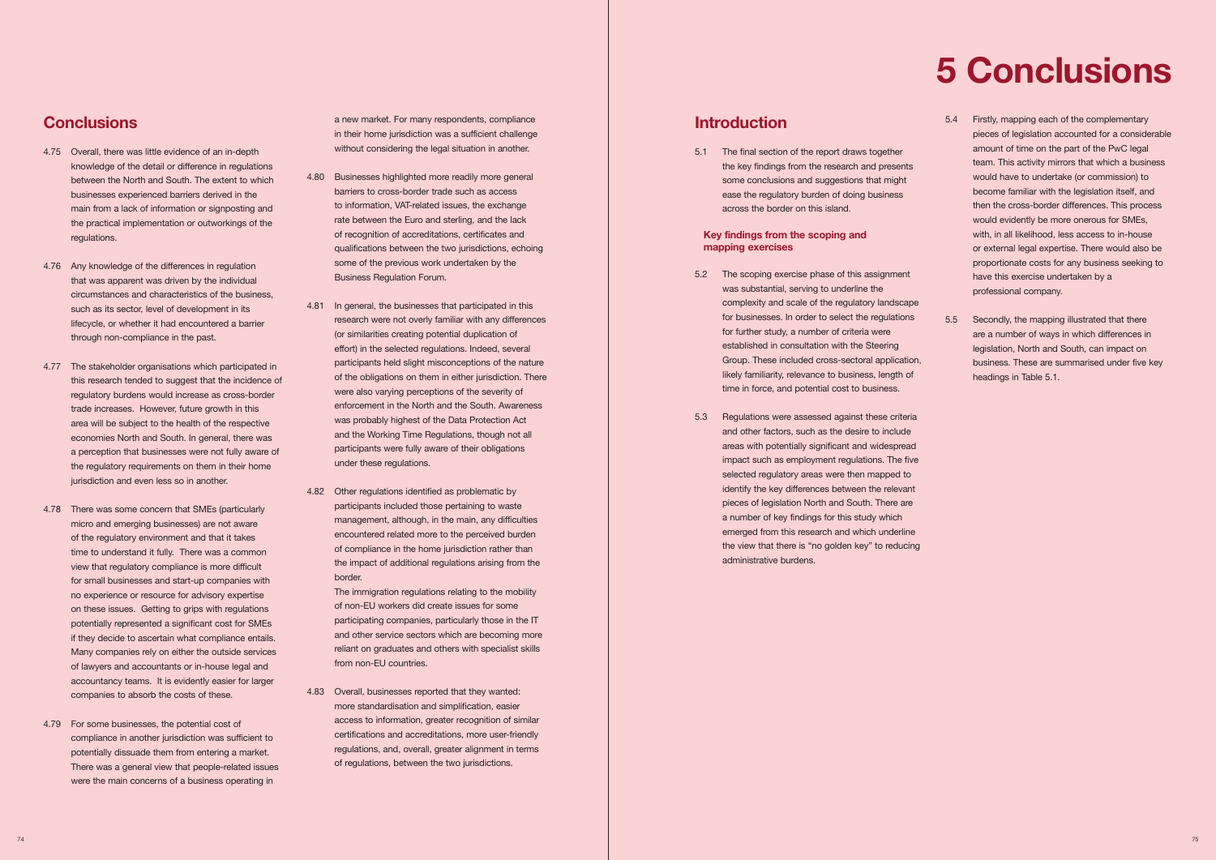## Conclusions

4.75 Overall, there was little evidence of an in-depth knowledge of the detail or difference in regulations between the North and South. The extent to which businesses experienced barriers derived in the main from a lack of information or signposting and the practical implementation or outworkings of the regulations.

4.76 Any knowledge of the differences in regulation that was apparent was driven by the individual circumstances and characteristics of the business, such as its sector, level of development in its lifecycle, or whether it had encountered a barrier through non-compliance in the past.

4.77 The stakeholder organisations which participated in this research tended to suggest that the incidence of regulatory burdens would increase as cross-border trade increases. However, future growth in this area will be subject to the health of the respective economies North and South. In general, there was a perception that businesses were not fully aware of the regulatory requirements on them in their home jurisdiction and even less so in another.

4.78 There was some concern that SMEs (particularly micro and emerging businesses) are not aware of the regulatory environment and that it takes time to understand it fully. There was a common view that regulatory compliance is more difficult for small businesses and start-up companies with no experience or resource for advisory expertise on these issues. Getting to grips with regulations potentially represented a significant cost for SMEs if they decide to ascertain what compliance entails. Many companies rely on either the outside services of lawyers and accountants or in-house legal and accountancy teams. It is evidently easier for larger companies to absorb the costs of these.

4.79 For some businesses, the potential cost of compliance in another jurisdiction was sufficient to potentially dissuade them from entering a market. There was a general view that people-related issues were the main concerns of a business operating in a new market. For many respondents, compliance in their home jurisdiction was a sufficient challenge without considering the legal situation in another.

4.80 Businesses highlighted more readily more general barriers to cross-border trade such as access to information, VAT-related issues, the exchange rate between the Euro and sterling, and the lack of recognition of accreditations, certificates and qualifications between the two jurisdictions, echoing some of the previous work undertaken by the Business Regulation Forum.

4.81 In general, the businesses that participated in this research were not overly familiar with any differences (or similarities creating potential duplication of effort) in the selected regulations. Indeed, several participants held slight misconceptions of the nature of the obligations on them in either jurisdiction. There were also varying perceptions of the severity of enforcement in the North and the South. Awareness was probably highest of the Data Protection Act and the Working Time Regulations, though not all participants were fully aware of their obligations under these regulations.

4.82 Other regulations identified as problematic by participants included those pertaining to waste management, although, in the main, any difficulties encountered related more to the perceived burden of compliance in the home jurisdiction rather than the impact of additional regulations arising from the border.

The immigration regulations relating to the mobility of non-EU workers did create issues for some participating companies, particularly those in the IT and other service sectors which are becoming more reliant on graduates and others with specialist skills from non-EU countries.

4.83 Overall, businesses reported that they wanted: more standardisation and simplification, easier access to information, greater recognition of similar certifications and accreditations, more user-friendly regulations, and, overall, greater alignment in terms of regulations, between the two jurisdictions.

# 5 Conclusions

## Introduction

5.1 The final section of the report draws together the key findings from the research and presents some conclusions and suggestions that might ease the regulatory burden of doing business across the border on this island.

### Key findings from the scoping and mapping exercises

5.2 The scoping exercise phase of this assignment was substantial, serving to underline the complexity and scale of the regulatory landscape for businesses. In order to select the regulations for further study, a number of criteria were established in consultation with the Steering Group. These included cross-sectoral application, likely familiarity, relevance to business, length of time in force, and potential cost to business.

5.3 Regulations were assessed against these criteria and other factors, such as the desire to include areas with potentially significant and widespread impact such as employment regulations. The five selected regulatory areas were then mapped to identify the key differences between the relevant pieces of legislation North and South. There are a number of key findings for this study which emerged from this research and which underline the view that there is "no golden key" to reducing administrative burdens.

5.4 Firstly, mapping each of the complementary pieces of legislation accounted for a considerable amount of time on the part of the PwC legal team. This activity mirrors that which a business would have to undertake (or commission) to become familiar with the legislation itself, and then the cross-border differences. This process would evidently be more onerous for SMEs, with, in all likelihood, less access to in-house or external legal expertise. There would also be proportionate costs for any business seeking to have this exercise undertaken by a professional company.

5.5 Secondly, the mapping illustrated that there are a number of ways in which differences in legislation, North and South, can impact on business. These are summarised under five key headings in Table 5.1.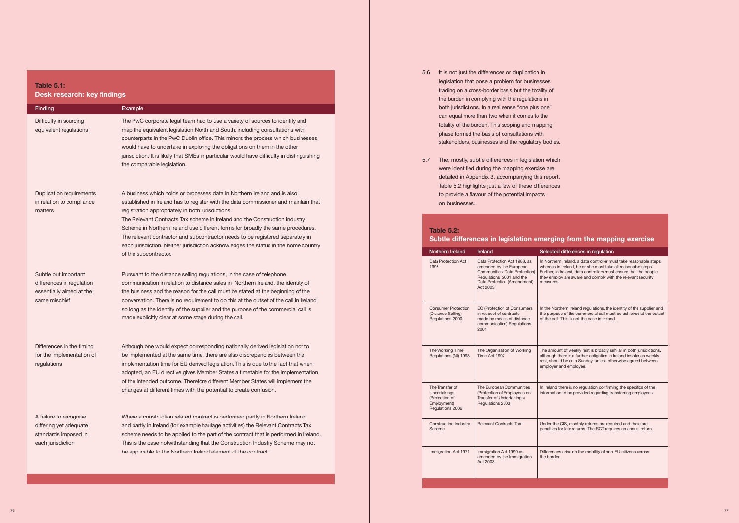## Table 5.1: Desk research: key findings

| Finding | Example |
|---|---|
| Difficulty in sourcing equivalent regulations | The PwC corporate legal team had to use a variety of sources to identify and map the equivalent legislation North and South, including consultations with counterparts in the PwC Dublin office. This mirrors the process which businesses would have to undertake in exploring the obligations on them in the other jurisdiction. It is likely that SMEs in particular would have difficulty in distinguishing the comparable legislation. |
| Duplication requirements in relation to compliance matters | A business which holds or processes data in Northern Ireland and is also established in Ireland has to register with the data commissioner and maintain that registration appropriately in both jurisdictions. The Relevant Contracts Tax scheme in Ireland and the Construction industry Scheme in Northern Ireland use different forms for broadly the same procedures. The relevant contractor and subcontractor needs to be registered separately in each jurisdiction. Neither jurisdiction acknowledges the status in the home country of the subcontractor. |
| Subtle but important differences in regulation essentially aimed at the same mischief | Pursuant to the distance selling regulations, in the case of telephone communication in relation to distance sales in Northern Ireland, the identity of the business and the reason for the call must be stated at the beginning of the conversation. There is no requirement to do this at the outset of the call in Ireland so long as the identity of the supplier and the purpose of the commercial call is made explicitly clear at some stage during the call. |
| Differences in the timing for the implementation of regulations | Although one would expect corresponding nationally derived legislation not to be implemented at the same time, there are also discrepancies between the implementation time for EU derived legislation. This is due to the fact that when adopted, an EU directive gives Member States a timetable for the implementation of the intended outcome. Therefore different Member States will implement the changes at different times with the potential to create confusion. |
| A failure to recognise differing yet adequate standards imposed in each jurisdiction | Where a construction related contract is performed partly in Northern Ireland and partly in Ireland (for example haulage activities) the Relevant Contracts Tax scheme needs to be applied to the part of the contract that is performed in Ireland. This is the case notwithstanding that the Construction Industry Scheme may not be applicable to the Northern Ireland element of the contract. |

5.6 It is not just the differences or duplication in legislation that pose a problem for businesses trading on a cross-border basis but the totality of the burden in complying with the regulations in both jurisdictions. In a real sense "one plus one" can equal more than two when it comes to the totality of the burden. This scoping and mapping phase formed the basis of consultations with stakeholders, businesses and the regulatory bodies.

5.7 The, mostly, subtle differences in legislation which were identified during the mapping exercise are detailed in Appendix 3, accompanying this report. Table 5.2 highlights just a few of these differences to provide a flavour of the potential impacts on businesses.

## Table 5.2: Subtle differences in legislation emerging from the mapping exercise

| Northern Ireland | Ireland | Selected differences in regulation |
|---|---|---|
| Data Protection Act 1998 | Data Protection Act 1988, as amended by the European Communities (Data Protection) Regulations 2001 and the Data Protection (Amendment) Act 2003 | In Northern Ireland, a data controller must take reasonable steps whereas in Ireland, he or she must take all reasonable steps. Further, in Ireland, data controllers must ensure that the people they employ are aware and comply with the relevant security measures. |
| Consumer Protection (Distance Selling) Regulations 2000 | EC (Protection of Consumers in respect of contracts made by means of distance communication) Regulations 2001 | In the Northern Ireland regulations, the identity of the supplier and the purpose of the commercial call must be achieved at the outset of the call. This is not the case in Ireland. |
| The Working Time Regulations (NI) 1998 | The Organisation of Working Time Act 1997 | The amount of weekly rest is broadly similar in both jurisdictions, although there is a further obligation in Ireland insofar as weekly rest, should be on a Sunday, unless otherwise agreed between employer and employee. |
| The Transfer of Undertakings (Protection of Employment) Regulations 2006 | The European Communities (Protection of Employees on Transfer of Undertakings) Regulations 2003 | In Ireland there is no regulation confirming the specifics of the information to be provided regarding transferring employees. |
| Construction Industry Scheme | Relevant Contracts Tax | Under the CIS, monthly returns are required and there are penalties for late returns. The RCT requires an annual return. |
| Immigration Act 1971 | Immigration Act 1999 as amended by the Immigration Act 2003 | Differences arise on the mobility of non-EU citizens across the border. |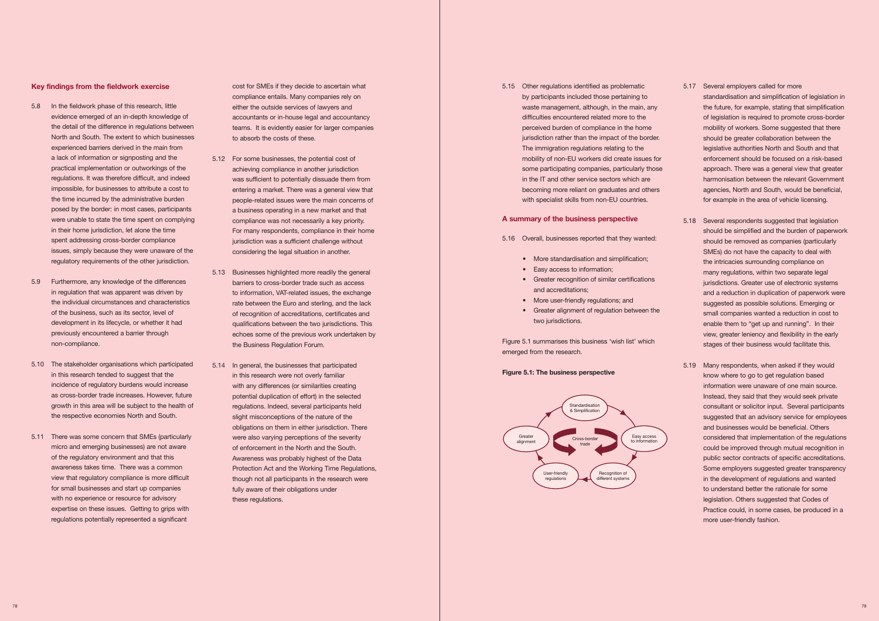## Key findings from the fieldwork exercise

5.8 In the fieldwork phase of this research, little evidence emerged of an in-depth knowledge of the detail of the difference in regulations between North and South. The extent to which businesses experienced barriers derived in the main from a lack of information or signposting and the practical implementation or outworkings of the regulations. It was therefore difficult, and indeed impossible, for businesses to attribute a cost to the time incurred by the administrative burden posed by the border: in most cases, participants were unable to state the time spent on complying in their home jurisdiction, let alone the time spent addressing cross-border compliance issues, simply because they were unaware of the regulatory requirements of the other jurisdiction.

5.9 Furthermore, any knowledge of the differences in regulation that was apparent was driven by the individual circumstances and characteristics of the business, such as its sector, level of development in its lifecycle, or whether it had previously encountered a barrier through non-compliance.

5.10 The stakeholder organisations which participated in this research tended to suggest that the incidence of regulatory burdens would increase as cross-border trade increases. However, future growth in this area will be subject to the health of the respective economies North and South.

5.11 There was some concern that SMEs (particularly micro and emerging businesses) are not aware of the regulatory environment and that this awareness takes time. There was a common view that regulatory compliance is more difficult for small businesses and start up companies with no experience or resource for advisory expertise on these issues. Getting to grips with regulations potentially represented a significant cost for SMEs if they decide to ascertain what compliance entails. Many companies rely on either the outside services of lawyers and accountants or in-house legal and accountancy teams. It is evidently easier for larger companies to absorb the costs of these.

5.12 For some businesses, the potential cost of achieving compliance in another jurisdiction was sufficient to potentially dissuade them from entering a market. There was a general view that people-related issues were the main concerns of a business operating in a new market and that compliance was not necessarily a key priority. For many respondents, compliance in their home jurisdiction was a sufficient challenge without considering the legal situation in another.

5.13 Businesses highlighted more readily the general barriers to cross-border trade such as access to information, VAT-related issues, the exchange rate between the Euro and sterling, and the lack of recognition of accreditations, certificates and qualifications between the two jurisdictions. This echoes some of the previous work undertaken by the Business Regulation Forum.

5.14 In general, the businesses that participated in this research were not overly familiar with any differences (or similarities creating potential duplication of effort) in the selected regulations. Indeed, several participants held slight misconceptions of the nature of the obligations on them in either jurisdiction. There were also varying perceptions of the severity of enforcement in the North and the South. Awareness was probably highest of the Data Protection Act and the Working Time Regulations, though not all participants in the research were fully aware of their obligations under these regulations.

5.15 Other regulations identified as problematic by participants included those pertaining to waste management, although, in the main, any difficulties encountered related more to the perceived burden of compliance in the home jurisdiction rather than the impact of the border. The immigration regulations relating to the mobility of non-EU workers did create issues for some participating companies, particularly those in the IT and other service sectors which are becoming more reliant on graduates and others with specialist skills from non-EU countries.

## A summary of the business perspective

5.16 Overall, businesses reported that they wanted:

- More standardisation and simplification;
- Easy access to information;
- Greater recognition of similar certifications and accreditations;
- More user-friendly regulations; and
- Greater alignment of regulation between the two jurisdictions.

Figure 5.1 summarises this business 'wish list' which emerged from the research.

**Figure 5.1: The business perspective**

Cross-border trade: Standardisation & Simplification → Easy access to information → Recognition of different systems → User-friendly regulations → Greater alignment

5.17 Several employers called for more standardisation and simplification of legislation in the future, for example, stating that simplification of legislation is required to promote cross-border mobility of workers. Some suggested that there should be greater collaboration between the legislative authorities North and South and that enforcement should be focused on a risk-based approach. There was a general view that greater harmonisation between the relevant Government agencies, North and South, would be beneficial, for example in the area of vehicle licensing.

5.18 Several respondents suggested that legislation should be simplified and the burden of paperwork should be removed as companies (particularly SMEs) do not have the capacity to deal with the intricacies surrounding compliance on many regulations, within two separate legal jurisdictions. Greater use of electronic systems and a reduction in duplication of paperwork were suggested as possible solutions. Emerging or small companies wanted a reduction in cost to enable them to "get up and running". In their view, greater leniency and flexibility in the early stages of their business would facilitate this.

5.19 Many respondents, when asked if they would know where to go to get regulation based information were unaware of one main source. Instead, they said that they would seek private consultant or solicitor input. Several participants suggested that an advisory service for employees and businesses would be beneficial. Others considered that implementation of the regulations could be improved through mutual recognition in public sector contracts of specific accreditations. Some employers suggested greater transparency in the development of regulations and wanted to understand better the rationale for some legislation. Others suggested that Codes of Practice could, in some cases, be produced in a more user-friendly fashion.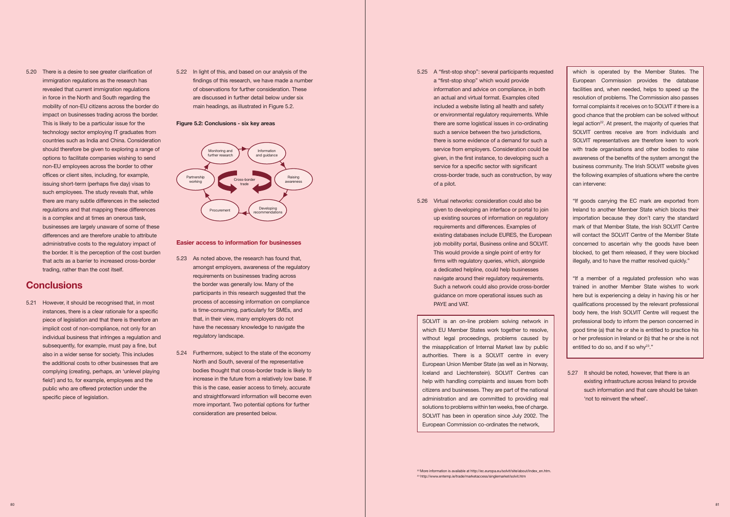5.20 There is a desire to see greater clarification of immigration regulations as the research has revealed that current immigration regulations in force in the North and South regarding the mobility of non-EU citizens across the border do impact on businesses trading across the border. This is likely to be a particular issue for the technology sector employing IT graduates from countries such as India and China. Consideration should therefore be given to exploring a range of options to facilitate companies wishing to send non-EU employees across the border to other offices or client sites, including, for example, issuing short-term (perhaps five day) visas to such employees. The study reveals that, while there are many subtle differences in the selected regulations and that mapping these differences is a complex and at times an onerous task, businesses are largely unaware of some of these differences and are therefore unable to attribute administrative costs to the regulatory impact of the border. It is the perception of the cost burden that acts as a barrier to increased cross-border trading, rather than the cost itself.

## Conclusions

5.21 However, it should be recognised that, in most instances, there is a clear rationale for a specific piece of legislation and that there is therefore an implicit cost of non-compliance, not only for an individual business that infringes a regulation and subsequently, for example, must pay a fine, but also in a wider sense for society. This includes the additional costs to other businesses that are complying (creating, perhaps, an 'unlevel playing field') and to, for example, employees and the public who are offered protection under the specific piece of legislation.

5.22 In light of this, and based on our analysis of the findings of this research, we have made a number of observations for further consideration. These are discussed in further detail below under six main headings, as illustrated in Figure 5.2.

**Figure 5.2: Conclusions - six key areas**

Cross-border trade: Monitoring and further research; Information and guidance; Raising awareness; Developing recommendations; Procurement; Partnership working

### Easier access to information for businesses

5.23 As noted above, the research has found that, amongst employers, awareness of the regulatory requirements on businesses trading across the border was generally low. Many of the participants in this research suggested that the process of accessing information on compliance is time-consuming, particularly for SMEs, and that, in their view, many employers do not have the necessary knowledge to navigate the regulatory landscape.

5.24 Furthermore, subject to the state of the economy North and South, several of the representative bodies thought that cross-border trade is likely to increase in the future from a relatively low base. If this is the case, easier access to timely, accurate and straightforward information will become even more important. Two potential options for further consideration are presented below.

5.25 A "first-stop shop": several participants requested a "first-stop shop" which would provide information and advice on compliance, in both an actual and virtual format. Examples cited included a website listing all health and safety or environmental regulatory requirements. While there are some logistical issues in co-ordinating such a service between the two jurisdictions, there is some evidence of a demand for such a service from employers. Consideration could be given, in the first instance, to developing such a service for a specific sector with significant cross-border trade, such as construction, by way of a pilot.

5.26 Virtual networks: consideration could also be given to developing an interface or portal to join up existing sources of information on regulatory requirements and differences. Examples of existing databases include EURES, the European job mobility portal, Business online and SOLVIT. This would provide a single point of entry for firms with regulatory queries, which, alongside a dedicated helpline, could help businesses navigate around their regulatory requirements. Such a network could also provide cross-border guidance on more operational issues such as PAYE and VAT.

> SOLVIT is an on-line problem solving network in which EU Member States work together to resolve, without legal proceedings, problems caused by the misapplication of Internal Market law by public authorities. There is a SOLVIT centre in every European Union Member State (as well as in Norway, Iceland and Liechtenstein). SOLVIT Centres can help with handling complaints and issues from both citizens and businesses. They are part of the national administration and are committed to providing real solutions to problems within ten weeks, free of charge. SOLVIT has been in operation since July 2002. The European Commission co-ordinates the network, which is operated by the Member States. The European Commission provides the database facilities and, when needed, helps to speed up the resolution of problems. The Commission also passes formal complaints it receives on to SOLVIT if there is a good chance that the problem can be solved without legal action[22]. At present, the majority of queries that SOLVIT centres receive are from individuals and SOLVIT representatives are therefore keen to work with trade organisations and other bodies to raise awareness of the benefits of the system amongst the business community. The Irish SOLVIT website gives the following examples of situations where the centre can intervene:
>
> "If goods carrying the EC mark are exported from Ireland to another Member State which blocks their importation because they don't carry the standard mark of that Member State, the Irish SOLVIT Centre will contact the SOLVIT Centre of the Member State concerned to ascertain why the goods have been blocked, to get them released, if they were blocked illegally, and to have the matter resolved quickly."
>
> "If a member of a regulated profession who was trained in another Member State wishes to work here but is experiencing a delay in having his or her qualifications processed by the relevant professional body here, the Irish SOLVIT Centre will request the professional body to inform the person concerned in good time (a) that he or she is entitled to practice his or her profession in Ireland or (b) that he or she is not entitled to do so, and if so why[23]."

5.27 It should be noted, however, that there is an existing infrastructure across Ireland to provide such information and that care should be taken 'not to reinvent the wheel'.

[22] More information is available at http://ec.europa.eu/solvit/site/about/index_en.htm.
[23] http://www.entemp.ie/trade/marketaccess/singlemarket/solvit.htm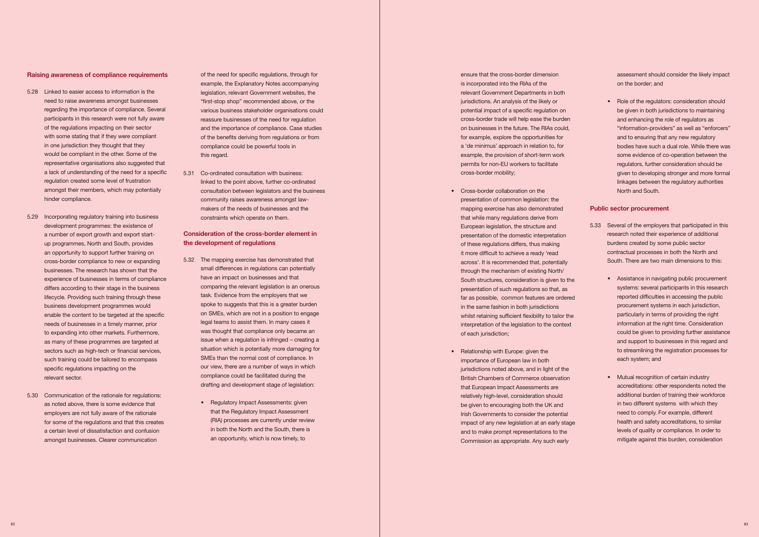### Raising awareness of compliance requirements

5.28 Linked to easier access to information is the need to raise awareness amongst businesses regarding the importance of compliance. Several participants in this research were not fully aware of the regulations impacting on their sector with some stating that if they were compliant in one jurisdiction they thought that they would be compliant in the other. Some of the representative organisations also suggested that a lack of understanding of the need for a specific regulation created some level of frustration amongst their members, which may potentially hinder compliance.

5.29 Incorporating regulatory training into business development programmes: the existence of a number of export growth and export start-up programmes, North and South, provides an opportunity to support further training on cross-border compliance to new or expanding businesses. The research has shown that the experience of businesses in terms of compliance differs according to their stage in the business lifecycle. Providing such training through these business development programmes would enable the content to be targeted at the specific needs of businesses in a timely manner, prior to expanding into other markets. Furthermore, as many of these programmes are targeted at sectors such as high-tech or financial services, such training could be tailored to encompass specific regulations impacting on the relevant sector.

5.30 Communication of the rationale for regulations: as noted above, there is some evidence that employers are not fully aware of the rationale for some of the regulations and that this creates a certain level of dissatisfaction and confusion amongst businesses. Clearer communication of the need for specific regulations, through for example, the Explanatory Notes accompanying legislation, relevant Government websites, the "first-stop shop" recommended above, or the various business stakeholder organisations could reassure businesses of the need for regulation and the importance of compliance. Case studies of the benefits deriving from regulations or from compliance could be powerful tools in this regard.

5.31 Co-ordinated consultation with business: linked to the point above, further co-ordinated consultation between legislators and the business community raises awareness amongst law-makers of the needs of businesses and the constraints which operate on them.

### Consideration of the cross-border element in the development of regulations

5.32 The mapping exercise has demonstrated that small differences in regulations can potentially have an impact on businesses and that comparing the relevant legislation is an onerous task. Evidence from the employers that we spoke to suggests that this is a greater burden on SMEs, which are not in a position to engage legal teams to assist them. In many cases it was thought that compliance only became an issue when a regulation is infringed – creating a situation which is potentially more damaging for SMEs than the normal cost of compliance. In our view, there are a number of ways in which compliance could be facilitated during the drafting and development stage of legislation:

- Regulatory Impact Assessments: given that the Regulatory Impact Assessment (RIA) processes are currently under review in both the North and the South, there is an opportunity, which is now timely, to ensure that the cross-border dimension is incorporated into the RIAs of the relevant Government Departments in both jurisdictions. An analysis of the likely or potential impact of a specific regulation on cross-border trade will help ease the burden on businesses in the future. The RIAs could, for example, explore the opportunities for a 'de minimus' approach in relation to, for example, the provision of short-term work permits for non-EU workers to facilitate cross-border mobility;

- Cross-border collaboration on the presentation of common legislation: the mapping exercise has also demonstrated that while many regulations derive from European legislation, the structure and presentation of the domestic interpretation of these regulations differs, thus making it more difficult to achieve a ready 'read across'. It is recommended that, potentially through the mechanism of existing North/South structures, consideration is given to the presentation of such regulations so that, as far as possible, common features are ordered in the same fashion in both jurisdictions whilst retaining sufficient flexibility to tailor the interpretation of the legislation to the context of each jurisdiction;

- Relationship with Europe: given the importance of European law in both jurisdictions noted above, and in light of the British Chambers of Commerce observation that European Impact Assessments are relatively high-level, consideration should be given to encouraging both the UK and Irish Governments to consider the potential impact of any new legislation at an early stage and to make prompt representations to the Commission as appropriate. Any such early assessment should consider the likely impact on the border; and

- Role of the regulators: consideration should be given in both jurisdictions to maintaining and enhancing the role of regulators as "information-providers" as well as "enforcers" and to ensuring that any new regulatory bodies have such a dual role. While there was some evidence of co-operation between the regulators, further consideration should be given to developing stronger and more formal linkages between the regulatory authorities North and South.

### Public sector procurement

5.33 Several of the employers that participated in this research noted their experience of additional burdens created by some public sector contractual processes in both the North and South. There are two main dimensions to this:

- Assistance in navigating public procurement systems: several participants in this research reported difficulties in accessing the public procurement systems in each jurisdiction, particularly in terms of providing the right information at the right time. Consideration could be given to providing further assistance and support to businesses in this regard and to streamlining the registration processes for each system; and

- Mutual recognition of certain industry accreditations: other respondents noted the additional burden of training their workforce in two different systems with which they need to comply. For example, different health and safety accreditations, to similar levels of quality or compliance. In order to mitigate against this burden, consideration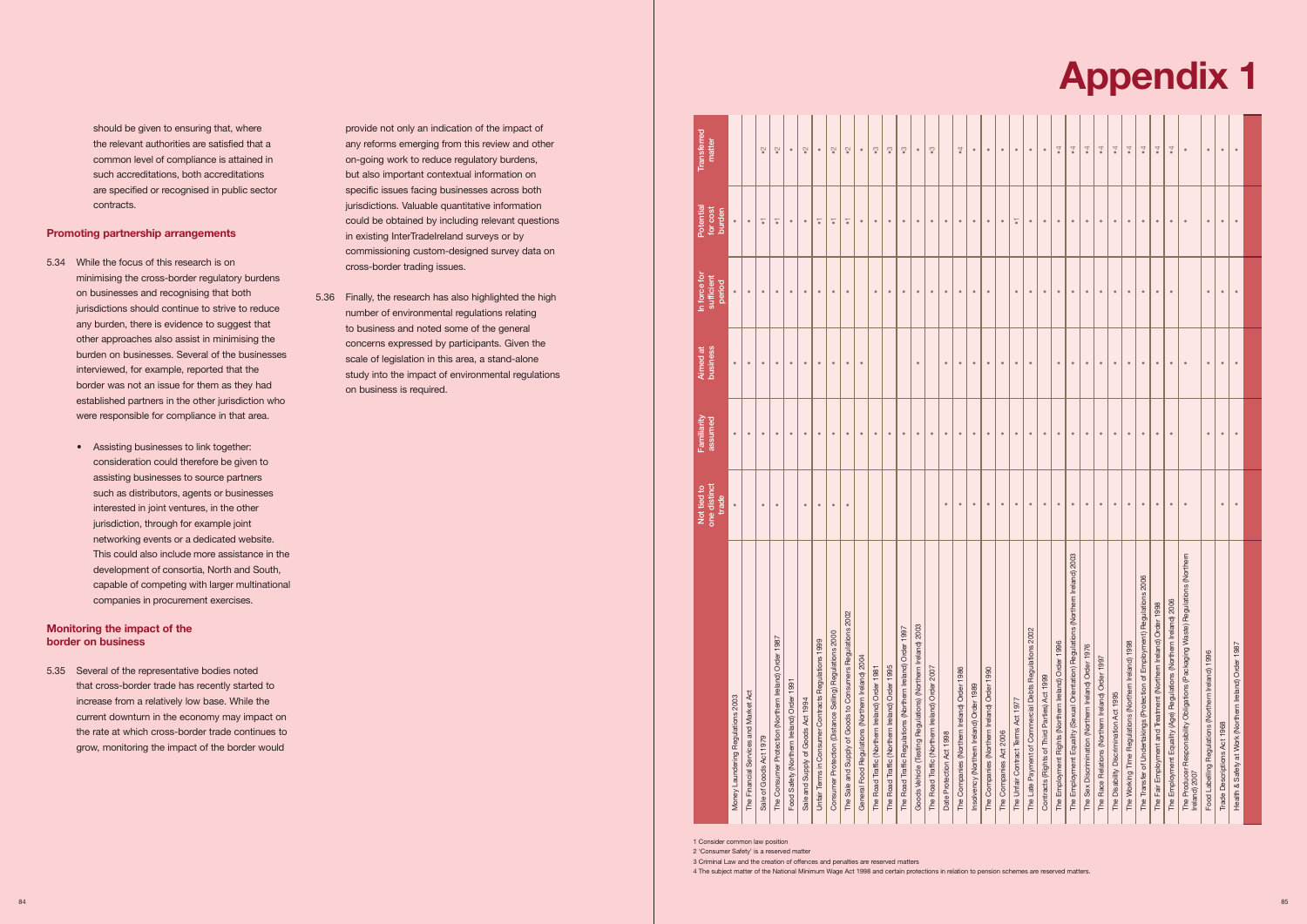should be given to ensuring that, where the relevant authorities are satisfied that a common level of compliance is attained in such accreditations, both accreditations are specified or recognised in public sector contracts.

### Promoting partnership arrangements

5.34 While the focus of this research is on minimising the cross-border regulatory burdens on businesses and recognising that both jurisdictions should continue to strive to reduce any burden, there is evidence to suggest that other approaches also assist in minimising the burden on businesses. Several of the businesses interviewed, for example, reported that the border was not an issue for them as they had established partners in the other jurisdiction who were responsible for compliance in that area.

- Assisting businesses to link together: consideration could therefore be given to assisting businesses to source partners such as distributors, agents or businesses interested in joint ventures, in the other jurisdiction, through for example joint networking events or a dedicated website. This could also include more assistance in the development of consortia, North and South, capable of competing with larger multinational companies in procurement exercises.

### Monitoring the impact of the border on business

5.35 Several of the representative bodies noted that cross-border trade has recently started to increase from a relatively low base. While the current downturn in the economy may impact on the rate at which cross-border trade continues to grow, monitoring the impact of the border would provide not only an indication of the impact of any reforms emerging from this review and other on-going work to reduce regulatory burdens, but also important contextual information on specific issues facing businesses across both jurisdictions. Valuable quantitative information could be obtained by including relevant questions in existing InterTradeIreland surveys or by commissioning custom-designed survey data on cross-border trading issues.

5.36 Finally, the research has also highlighted the high number of environmental regulations relating to business and noted some of the general concerns expressed by participants. Given the scale of legislation in this area, a stand-alone study into the impact of environmental regulations on business is required.

# Appendix 1

| | Not tied to one distinct trade | Familiarity assumed | Aimed at business | In force for sufficient period | Potential for cost burden | Transferred matter |
|---|---|---|---|---|---|---|
| Money Laundering Regulations 2003 | • | • | • | • | • | |
| The Financial Services and Market Act | | • | • | • | • | |
| Sale of Goods Act 1979 | • | • | • | • | •1 | •2 |
| The Consumer Protection (Northern Ireland) Order 1987 | • | • | • | • | •1 | •2 |
| Food Safety (Northern Ireland) Order 1991 | | • | • | • | • | • |
| Sale and Supply of Goods Act 1994 | • | • | • | • | • | •2 |
| Unfair Terms in Consumer Contracts Regulations 1999 | • | • | • | • | •1 | • |
| Consumer Protection (Distance Selling) Regulations 2000 | • | • | • | • | •1 | •2 |
| The Sale and Supply of Goods to Consumers Regulations 2002 | • | • | • | • | •1 | •2 |
| General Food Regulations (Northern Ireland) 2004 | | • | • | | • | • |
| The Road Traffic (Northern Ireland) Order 1981 | | • | | • | • | •3 |
| The Road Traffic (Northern Ireland) Order 1995 | | • | | • | • | •3 |
| The Road Traffic Regulations (Northern Ireland) Order 1997 | | • | | • | • | •3 |
| Goods Vehicle (Testing Regulations) (Northern Ireland) 2003 | | • | • | • | • | • |
| The Road Traffic (Northern Ireland) Order 2007 | | • | | • | • | •3 |
| Data Protection Act 1998 | • | • | • | • | • | |
| The Companies (Northern Ireland) Order 1986 | • | • | • | • | • | •4 |
| Insolvency (Northern Ireland) Order 1989 | • | • | • | • | • | • |
| The Companies (Northern Ireland) Order 1990 | • | • | • | • | • | • |
| The Companies Act 2006 | • | • | • | | • | • |
| The Unfair Contract Terms Act 1977 | • | • | • | • | •1 | • |
| The Late Payment of Commercial Debts Regulations 2002 | • | • | • | • | • | • |
| Contracts (Rights of Third Parties) Act 1999 | • | • | | • | • | • |
| The Employment Rights (Northern Ireland) Order 1996 | • | • | • | • | • | •4 |
| The Employment Equality (Sexual Orientation) Regulations (Northern Ireland) 2003 | • | • | • | • | • | •4 |
| The Sex Discrimination (Northern Ireland) Order 1976 | • | • | • | • | • | •4 |
| The Race Relations (Northern Ireland) Order 1997 | • | • | • | • | • | •4 |
| The Disability Discrimination Act 1995 | • | • | • | • | • | •4 |
| The Working Time Regulations (Northern Ireland) 1998 | • | • | • | • | • | •4 |
| The Transfer of Undertakings (Protection of Employment) Regulations 2006 | • | • | • | • | • | •4 |
| The Fair Employment and Treatment (Northern Ireland) Order 1998 | • | • | • | • | • | •4 |
| The Employment Equality (Age) Regulations (Northern Ireland) 2006 | • | • | • | • | • | •4 |
| The Producer Responsibility Obligations (Packaging Waste) Regulations (Northern Ireland) 2007 | • | | • | | • | • |
| Food Labelling Regulations (Northern Ireland) 1996 | | • | • | • | • | • |
| Trade Descriptions Act 1968 | • | • | • | • | • | • |
| Health & Safety at Work (Northern Ireland) Order 1978 | • | • | • | • | • | • |

1 Consider common law position

2 'Consumer Safety' is a reserved matter

3 Criminal Law and the creation of offences and penalties are reserved matters

4 The subject matter of the National Minimum Wage Act 1998 and certain protections in relation to pension schemes are reserved matters.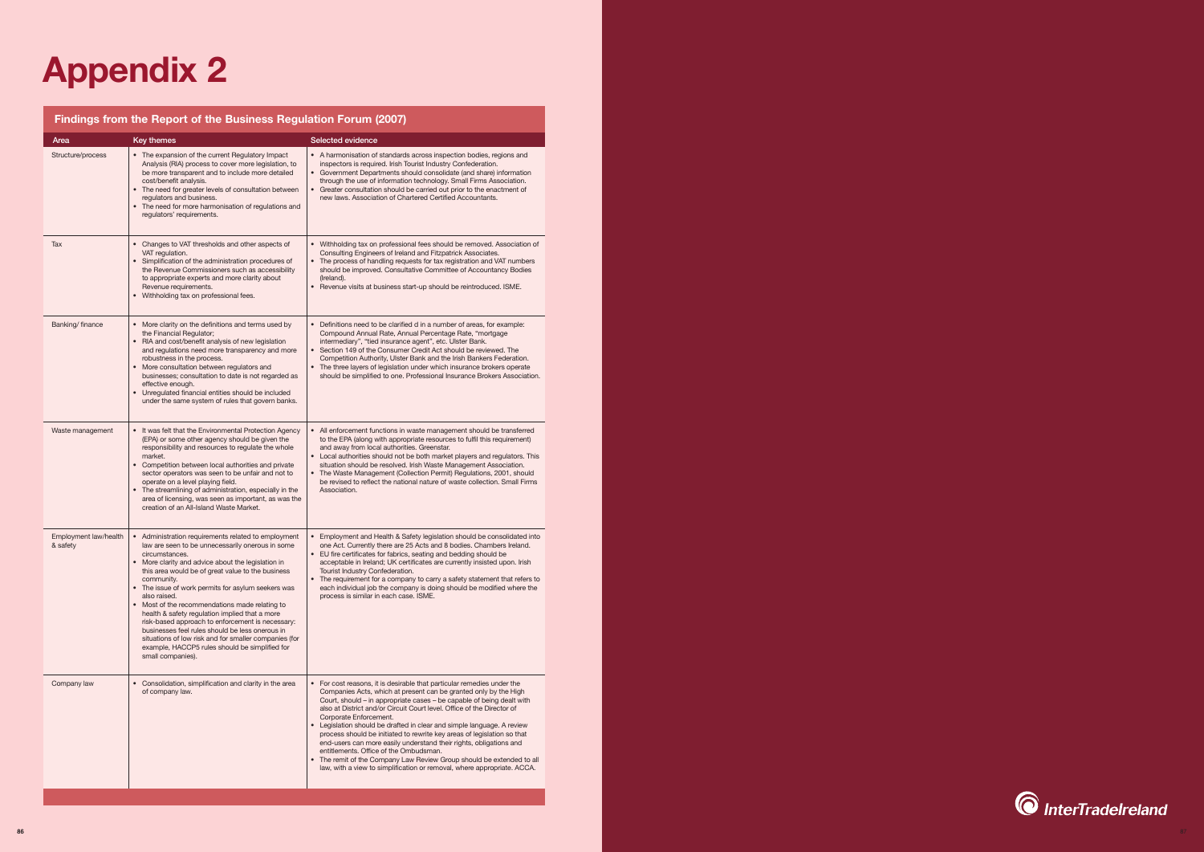# Appendix 2

## Findings from the Report of the Business Regulation Forum (2007)

| Area | Key themes | Selected evidence |
|---|---|---|
| Structure/process | • The expansion of the current Regulatory Impact Analysis (RIA) process to cover more legislation, to be more transparent and to include more detailed cost/benefit analysis.<br>• The need for greater levels of consultation between regulators and business.<br>• The need for more harmonisation of regulations and regulators' requirements. | • A harmonisation of standards across inspection bodies, regions and inspectors is required. Irish Tourist Industry Confederation.<br>• Government Departments should consolidate (and share) information through the use of information technology. Small Firms Association.<br>• Greater consultation should be carried out prior to the enactment of new laws. Association of Chartered Certified Accountants. |
| Tax | • Changes to VAT thresholds and other aspects of VAT regulation.<br>• Simplification of the administration procedures of the Revenue Commissioners such as accessibility to appropriate experts and more clarity about Revenue requirements.<br>• Withholding tax on professional fees. | • Withholding tax on professional fees should be removed. Association of Consulting Engineers of Ireland and Fitzpatrick Associates.<br>• The process of handling requests for tax registration and VAT numbers should be improved. Consultative Committee of Accountancy Bodies (Ireland).<br>• Revenue visits at business start-up should be reintroduced. ISME. |
| Banking/ finance | • More clarity on the definitions and terms used by the Financial Regulator;<br>• RIA and cost/benefit analysis of new legislation and regulations need more transparency and more robustness in the process.<br>• More consultation between regulators and businesses; consultation to date is not regarded as effective enough.<br>• Unregulated financial entities should be included under the same system of rules that govern banks. | • Definitions need to be clarified d in a number of areas, for example: Compound Annual Rate, Annual Percentage Rate, "mortgage intermediary", "tied insurance agent", etc. Ulster Bank.<br>• Section 149 of the Consumer Credit Act should be reviewed. The Competition Authority, Ulster Bank and the Irish Bankers Federation.<br>• The three layers of legislation under which insurance brokers operate should be simplified to one. Professional Insurance Brokers Association. |
| Waste management | • It was felt that the Environmental Protection Agency (EPA) or some other agency should be given the responsibility and resources to regulate the whole market.<br>• Competition between local authorities and private sector operators was seen to be unfair and not to operate on a level playing field.<br>• The streamlining of administration, especially in the area of licensing, was seen as important, as was the creation of an All-Island Waste Market. | • All enforcement functions in waste management should be transferred to the EPA (along with appropriate resources to fulfil this requirement) and away from local authorities. Greenstar.<br>• Local authorities should not be both market players and regulators. This situation should be resolved. Irish Waste Management Association.<br>• The Waste Management (Collection Permit) Regulations, 2001, should be revised to reflect the national nature of waste collection. Small Firms Association. |
| Employment law/health & safety | • Administration requirements related to employment law are seen to be unnecessarily onerous in some circumstances.<br>• More clarity and advice about the legislation in this area would be of great value to the business community.<br>• The issue of work permits for asylum seekers was also raised.<br>• Most of the recommendations made relating to health & safety regulation implied that a more risk-based approach to enforcement is necessary: businesses feel rules should be less onerous in situations of low risk and for smaller companies (for example, HACCP5 rules should be simplified for small companies). | • Employment and Health & Safety legislation should be consolidated into one Act. Currently there are 25 Acts and 8 bodies. Chambers Ireland.<br>• EU fire certificates for fabrics, seating and bedding should be acceptable in Ireland; UK certificates are currently insisted upon. Irish Tourist Industry Confederation.<br>• The requirement for a company to carry a safety statement that refers to each individual job the company is doing should be modified where the process is similar in each case. ISME. |
| Company law | • Consolidation, simplification and clarity in the area of company law. | • For cost reasons, it is desirable that particular remedies under the Companies Acts, which at present can be granted only by the High Court, should – in appropriate cases – be capable of being dealt with also at District and/or Circuit Court level. Office of the Director of Corporate Enforcement.<br>• Legislation should be drafted in clear and simple language. A review process should be initiated to rewrite key areas of legislation so that end-users can more easily understand their rights, obligations and entitlements. Office of the Ombudsman.<br>• The remit of the Company Law Review Group should be extended to all law, with a view to simplification or removal, where appropriate. ACCA. |

InterTradeIreland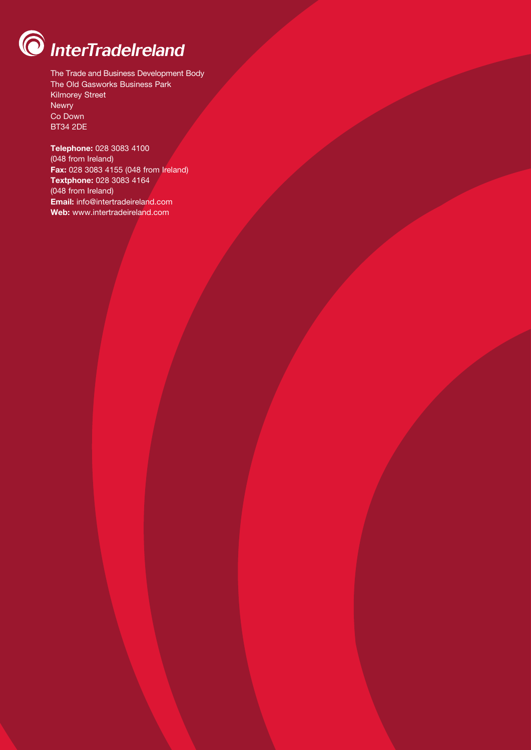# InterTradeIreland

The Trade and Business Development Body
The Old Gasworks Business Park
Kilmorey Street
Newry
Co Down
BT34 2DE

**Telephone:** 028 3083 4100
(048 from Ireland)
**Fax:** 028 3083 4155 (048 from Ireland)
**Textphone:** 028 3083 4164
(048 from Ireland)
**Email:** info@intertradeireland.com
**Web:** www.intertradeireland.com